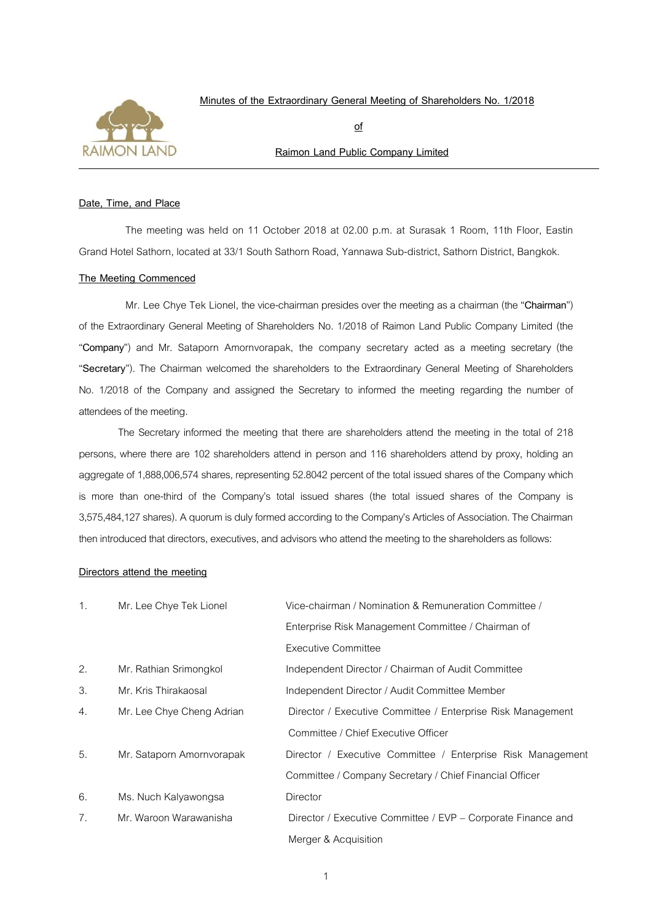**Minutes of the Extraordinary General Meeting of Shareholders No. 1/2018**

**of**

**Raimon Land Public Company Limited**

---

**Date, Time, and Place**

The meeting was held on 11 October 2018 at 02.00 p.m. at Surasak 1 Room, 11th Floor, Eastin Grand Hotel Sathorn, located at 33/1 South Sathorn Road, Yannawa Sub-district, Sathorn District, Bangkok.

**The Meeting Commenced**

Mr. Lee Chye Tek Lionel, the vice-chairman presides over the meeting as a chairman (the "**Chairman**") of the Extraordinary General Meeting of Shareholders No. 1/2018 of Raimon Land Public Company Limited (the "**Company**") and Mr. Sataporn Amornvorapak, the company secretary acted as a meeting secretary (the "**Secretary**"). The Chairman welcomed the shareholders to the Extraordinary General Meeting of Shareholders No. 1/2018 of the Company and assigned the Secretary to informed the meeting regarding the number of attendees of the meeting.

The Secretary informed the meeting that there are shareholders attend the meeting in the total of 218 persons, where there are 102 shareholders attend in person and 116 shareholders attend by proxy, holding an aggregate of 1,888,006,574 shares, representing 52.8042 percent of the total issued shares of the Company which is more than one-third of the Company's total issued shares (the total issued shares of the Company is 3,575,484,127 shares). A quorum is duly formed according to the Company's Articles of Association. The Chairman then introduced that directors, executives, and advisors who attend the meeting to the shareholders as follows:

**Directors attend the meeting**

| | | |
|---|---|---|
| 1. | Mr. Lee Chye Tek Lionel | Vice-chairman / Nomination & Remuneration Committee / Enterprise Risk Management Committee / Chairman of Executive Committee |
| 2. | Mr. Rathian Srimongkol | Independent Director / Chairman of Audit Committee |
| 3. | Mr. Kris Thirakaosal | Independent Director / Audit Committee Member |
| 4. | Mr. Lee Chye Cheng Adrian | Director / Executive Committee / Enterprise Risk Management Committee / Chief Executive Officer |
| 5. | Mr. Sataporn Amornvorapak | Director / Executive Committee / Enterprise Risk Management Committee / Company Secretary / Chief Financial Officer |
| 6. | Ms. Nuch Kalyawongsa | Director |
| 7. | Mr. Waroon Warawanisha | Director / Executive Committee / EVP – Corporate Finance and Merger & Acquisition |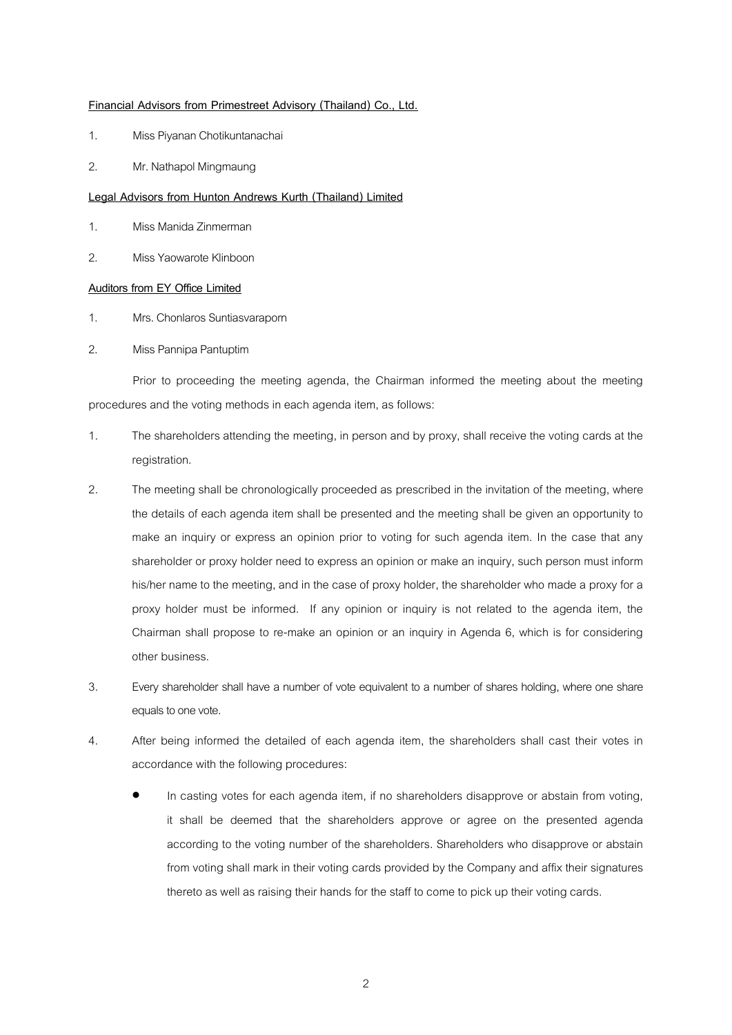**Financial Advisors from Primestreet Advisory (Thailand) Co., Ltd.**

1. Miss Piyanan Chotikuntanachai
2. Mr. Nathapol Mingmaung

**Legal Advisors from Hunton Andrews Kurth (Thailand) Limited**

1. Miss Manida Zinmerman
2. Miss Yaowarote Klinboon

**Auditors from EY Office Limited**

1. Mrs. Chonlaros Suntiasvaraporn
2. Miss Pannipa Pantuptim

Prior to proceeding the meeting agenda, the Chairman informed the meeting about the meeting procedures and the voting methods in each agenda item, as follows:

1. The shareholders attending the meeting, in person and by proxy, shall receive the voting cards at the registration.
2. The meeting shall be chronologically proceeded as prescribed in the invitation of the meeting, where the details of each agenda item shall be presented and the meeting shall be given an opportunity to make an inquiry or express an opinion prior to voting for such agenda item. In the case that any shareholder or proxy holder need to express an opinion or make an inquiry, such person must inform his/her name to the meeting, and in the case of proxy holder, the shareholder who made a proxy for a proxy holder must be informed. If any opinion or inquiry is not related to the agenda item, the Chairman shall propose to re-make an opinion or an inquiry in Agenda 6, which is for considering other business.
3. Every shareholder shall have a number of vote equivalent to a number of shares holding, where one share equals to one vote.
4. After being informed the detailed of each agenda item, the shareholders shall cast their votes in accordance with the following procedures:
   - In casting votes for each agenda item, if no shareholders disapprove or abstain from voting, it shall be deemed that the shareholders approve or agree on the presented agenda according to the voting number of the shareholders. Shareholders who disapprove or abstain from voting shall mark in their voting cards provided by the Company and affix their signatures thereto as well as raising their hands for the staff to come to pick up their voting cards.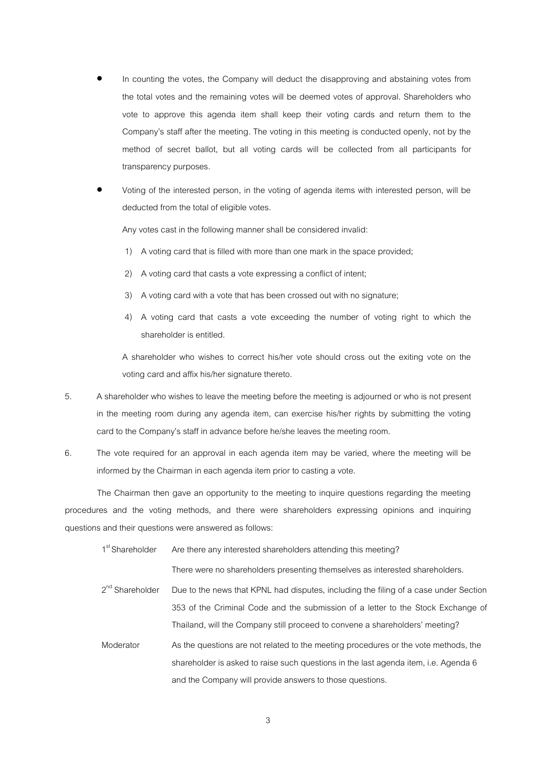- In counting the votes, the Company will deduct the disapproving and abstaining votes from the total votes and the remaining votes will be deemed votes of approval. Shareholders who vote to approve this agenda item shall keep their voting cards and return them to the Company's staff after the meeting. The voting in this meeting is conducted openly, not by the method of secret ballot, but all voting cards will be collected from all participants for transparency purposes.

- Voting of the interested person, in the voting of agenda items with interested person, will be deducted from the total of eligible votes.

  Any votes cast in the following manner shall be considered invalid:

  1) A voting card that is filled with more than one mark in the space provided;
  2) A voting card that casts a vote expressing a conflict of intent;
  3) A voting card with a vote that has been crossed out with no signature;
  4) A voting card that casts a vote exceeding the number of voting right to which the shareholder is entitled.

  A shareholder who wishes to correct his/her vote should cross out the exiting vote on the voting card and affix his/her signature thereto.

5. A shareholder who wishes to leave the meeting before the meeting is adjourned or who is not present in the meeting room during any agenda item, can exercise his/her rights by submitting the voting card to the Company's staff in advance before he/she leaves the meeting room.

6. The vote required for an approval in each agenda item may be varied, where the meeting will be informed by the Chairman in each agenda item prior to casting a vote.

The Chairman then gave an opportunity to the meeting to inquire questions regarding the meeting procedures and the voting methods, and there were shareholders expressing opinions and inquiring questions and their questions were answered as follows:

1st Shareholder: Are there any interested shareholders attending this meeting?

There were no shareholders presenting themselves as interested shareholders.

2nd Shareholder: Due to the news that KPNL had disputes, including the filing of a case under Section 353 of the Criminal Code and the submission of a letter to the Stock Exchange of Thailand, will the Company still proceed to convene a shareholders' meeting?

Moderator: As the questions are not related to the meeting procedures or the vote methods, the shareholder is asked to raise such questions in the last agenda item, i.e. Agenda 6 and the Company will provide answers to those questions.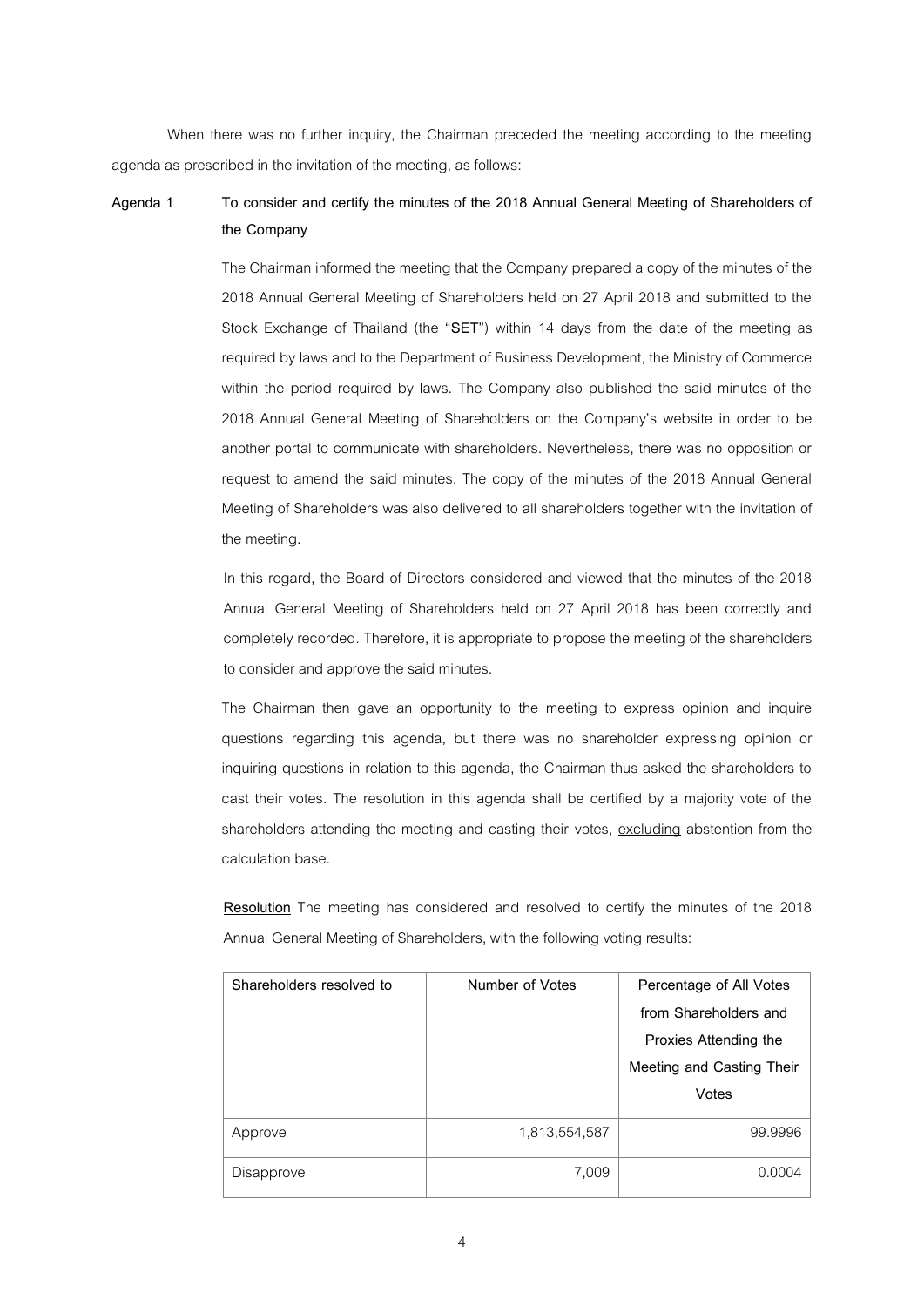When there was no further inquiry, the Chairman preceded the meeting according to the meeting agenda as prescribed in the invitation of the meeting, as follows:

**Agenda 1 To consider and certify the minutes of the 2018 Annual General Meeting of Shareholders of the Company**

The Chairman informed the meeting that the Company prepared a copy of the minutes of the 2018 Annual General Meeting of Shareholders held on 27 April 2018 and submitted to the Stock Exchange of Thailand (the "**SET**") within 14 days from the date of the meeting as required by laws and to the Department of Business Development, the Ministry of Commerce within the period required by laws. The Company also published the said minutes of the 2018 Annual General Meeting of Shareholders on the Company's website in order to be another portal to communicate with shareholders. Nevertheless, there was no opposition or request to amend the said minutes. The copy of the minutes of the 2018 Annual General Meeting of Shareholders was also delivered to all shareholders together with the invitation of the meeting.

In this regard, the Board of Directors considered and viewed that the minutes of the 2018 Annual General Meeting of Shareholders held on 27 April 2018 has been correctly and completely recorded. Therefore, it is appropriate to propose the meeting of the shareholders to consider and approve the said minutes.

The Chairman then gave an opportunity to the meeting to express opinion and inquire questions regarding this agenda, but there was no shareholder expressing opinion or inquiring questions in relation to this agenda, the Chairman thus asked the shareholders to cast their votes. The resolution in this agenda shall be certified by a majority vote of the shareholders attending the meeting and casting their votes, <u>excluding</u> abstention from the calculation base.

**<u>Resolution</u>** The meeting has considered and resolved to certify the minutes of the 2018 Annual General Meeting of Shareholders, with the following voting results:

| Shareholders resolved to | Number of Votes | Percentage of All Votes from Shareholders and Proxies Attending the Meeting and Casting Their Votes |
|---|---|---|
| Approve | 1,813,554,587 | 99.9996 |
| Disapprove | 7,009 | 0.0004 |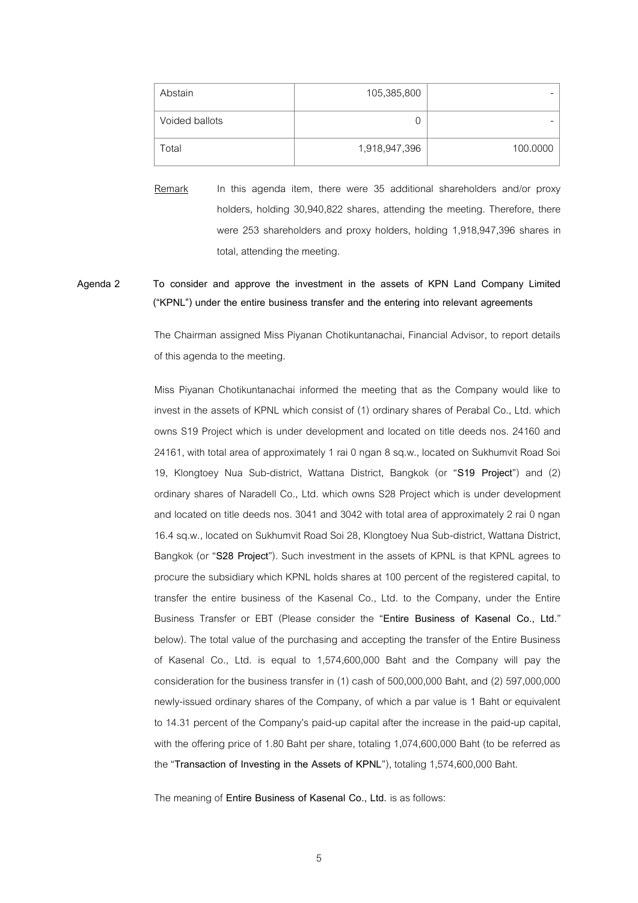| Abstain | 105,385,800 | - |
| --- | --- | --- |
| Voided ballots | 0 | - |
| Total | 1,918,947,396 | 100.0000 |

Remark In this agenda item, there were 35 additional shareholders and/or proxy holders, holding 30,940,822 shares, attending the meeting. Therefore, there were 253 shareholders and proxy holders, holding 1,918,947,396 shares in total, attending the meeting.

**Agenda 2 To consider and approve the investment in the assets of KPN Land Company Limited ("KPNL") under the entire business transfer and the entering into relevant agreements**

The Chairman assigned Miss Piyanan Chotikuntanachai, Financial Advisor, to report details of this agenda to the meeting.

Miss Piyanan Chotikuntanachai informed the meeting that as the Company would like to invest in the assets of KPNL which consist of (1) ordinary shares of Perabal Co., Ltd. which owns S19 Project which is under development and located on title deeds nos. 24160 and 24161, with total area of approximately 1 rai 0 ngan 8 sq.w., located on Sukhumvit Road Soi 19, Klongtoey Nua Sub-district, Wattana District, Bangkok (or "**S19 Project**") and (2) ordinary shares of Naradell Co., Ltd. which owns S28 Project which is under development and located on title deeds nos. 3041 and 3042 with total area of approximately 2 rai 0 ngan 16.4 sq.w., located on Sukhumvit Road Soi 28, Klongtoey Nua Sub-district, Wattana District, Bangkok (or "**S28 Project**"). Such investment in the assets of KPNL is that KPNL agrees to procure the subsidiary which KPNL holds shares at 100 percent of the registered capital, to transfer the entire business of the Kasenal Co., Ltd. to the Company, under the Entire Business Transfer or EBT (Please consider the "**Entire Business of Kasenal Co., Ltd.**" below). The total value of the purchasing and accepting the transfer of the Entire Business of Kasenal Co., Ltd. is equal to 1,574,600,000 Baht and the Company will pay the consideration for the business transfer in (1) cash of 500,000,000 Baht, and (2) 597,000,000 newly-issued ordinary shares of the Company, of which a par value is 1 Baht or equivalent to 14.31 percent of the Company's paid-up capital after the increase in the paid-up capital, with the offering price of 1.80 Baht per share, totaling 1,074,600,000 Baht (to be referred as the "**Transaction of Investing in the Assets of KPNL**"), totaling 1,574,600,000 Baht.

The meaning of **Entire Business of Kasenal Co., Ltd.** is as follows: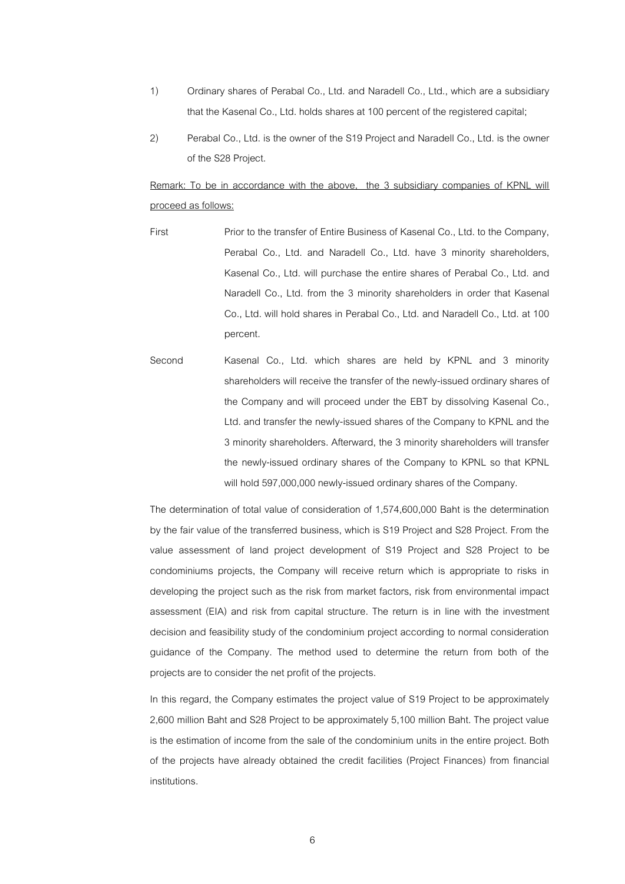1) Ordinary shares of Perabal Co., Ltd. and Naradell Co., Ltd., which are a subsidiary that the Kasenal Co., Ltd. holds shares at 100 percent of the registered capital;

2) Perabal Co., Ltd. is the owner of the S19 Project and Naradell Co., Ltd. is the owner of the S28 Project.

<u>Remark: To be in accordance with the above, the 3 subsidiary companies of KPNL will proceed as follows:</u>

First — Prior to the transfer of Entire Business of Kasenal Co., Ltd. to the Company, Perabal Co., Ltd. and Naradell Co., Ltd. have 3 minority shareholders, Kasenal Co., Ltd. will purchase the entire shares of Perabal Co., Ltd. and Naradell Co., Ltd. from the 3 minority shareholders in order that Kasenal Co., Ltd. will hold shares in Perabal Co., Ltd. and Naradell Co., Ltd. at 100 percent.

Second — Kasenal Co., Ltd. which shares are held by KPNL and 3 minority shareholders will receive the transfer of the newly-issued ordinary shares of the Company and will proceed under the EBT by dissolving Kasenal Co., Ltd. and transfer the newly-issued shares of the Company to KPNL and the 3 minority shareholders. Afterward, the 3 minority shareholders will transfer the newly-issued ordinary shares of the Company to KPNL so that KPNL will hold 597,000,000 newly-issued ordinary shares of the Company.

The determination of total value of consideration of 1,574,600,000 Baht is the determination by the fair value of the transferred business, which is S19 Project and S28 Project. From the value assessment of land project development of S19 Project and S28 Project to be condominiums projects, the Company will receive return which is appropriate to risks in developing the project such as the risk from market factors, risk from environmental impact assessment (EIA) and risk from capital structure. The return is in line with the investment decision and feasibility study of the condominium project according to normal consideration guidance of the Company. The method used to determine the return from both of the projects are to consider the net profit of the projects.

In this regard, the Company estimates the project value of S19 Project to be approximately 2,600 million Baht and S28 Project to be approximately 5,100 million Baht. The project value is the estimation of income from the sale of the condominium units in the entire project. Both of the projects have already obtained the credit facilities (Project Finances) from financial institutions.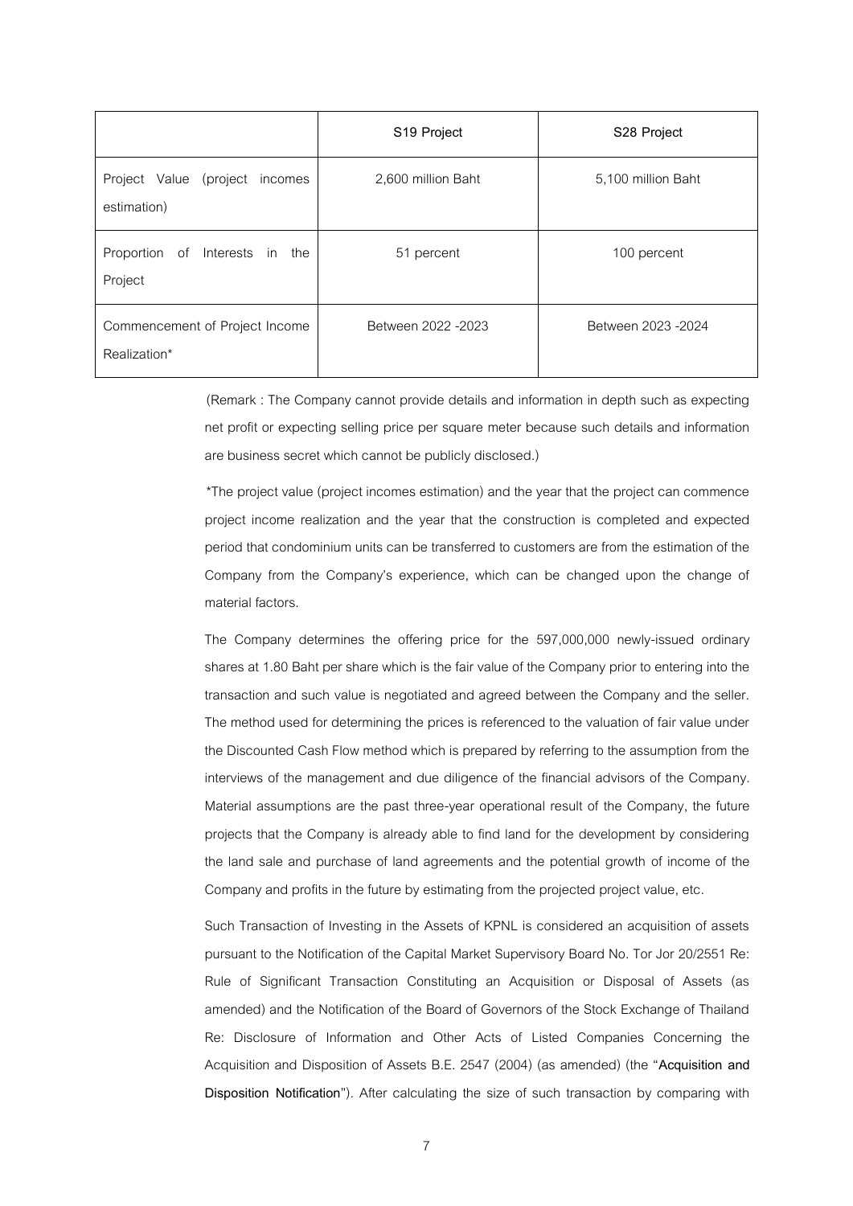| | S19 Project | S28 Project |
|---|---|---|
| Project Value (project incomes estimation) | 2,600 million Baht | 5,100 million Baht |
| Proportion of Interests in the Project | 51 percent | 100 percent |
| Commencement of Project Income Realization* | Between 2022 -2023 | Between 2023 -2024 |

(Remark : The Company cannot provide details and information in depth such as expecting net profit or expecting selling price per square meter because such details and information are business secret which cannot be publicly disclosed.)

*The project value (project incomes estimation) and the year that the project can commence project income realization and the year that the construction is completed and expected period that condominium units can be transferred to customers are from the estimation of the Company from the Company's experience, which can be changed upon the change of material factors.

The Company determines the offering price for the 597,000,000 newly-issued ordinary shares at 1.80 Baht per share which is the fair value of the Company prior to entering into the transaction and such value is negotiated and agreed between the Company and the seller. The method used for determining the prices is referenced to the valuation of fair value under the Discounted Cash Flow method which is prepared by referring to the assumption from the interviews of the management and due diligence of the financial advisors of the Company. Material assumptions are the past three-year operational result of the Company, the future projects that the Company is already able to find land for the development by considering the land sale and purchase of land agreements and the potential growth of income of the Company and profits in the future by estimating from the projected project value, etc.

Such Transaction of Investing in the Assets of KPNL is considered an acquisition of assets pursuant to the Notification of the Capital Market Supervisory Board No. Tor Jor 20/2551 Re: Rule of Significant Transaction Constituting an Acquisition or Disposal of Assets (as amended) and the Notification of the Board of Governors of the Stock Exchange of Thailand Re: Disclosure of Information and Other Acts of Listed Companies Concerning the Acquisition and Disposition of Assets B.E. 2547 (2004) (as amended) (the "**Acquisition and Disposition Notification**"). After calculating the size of such transaction by comparing with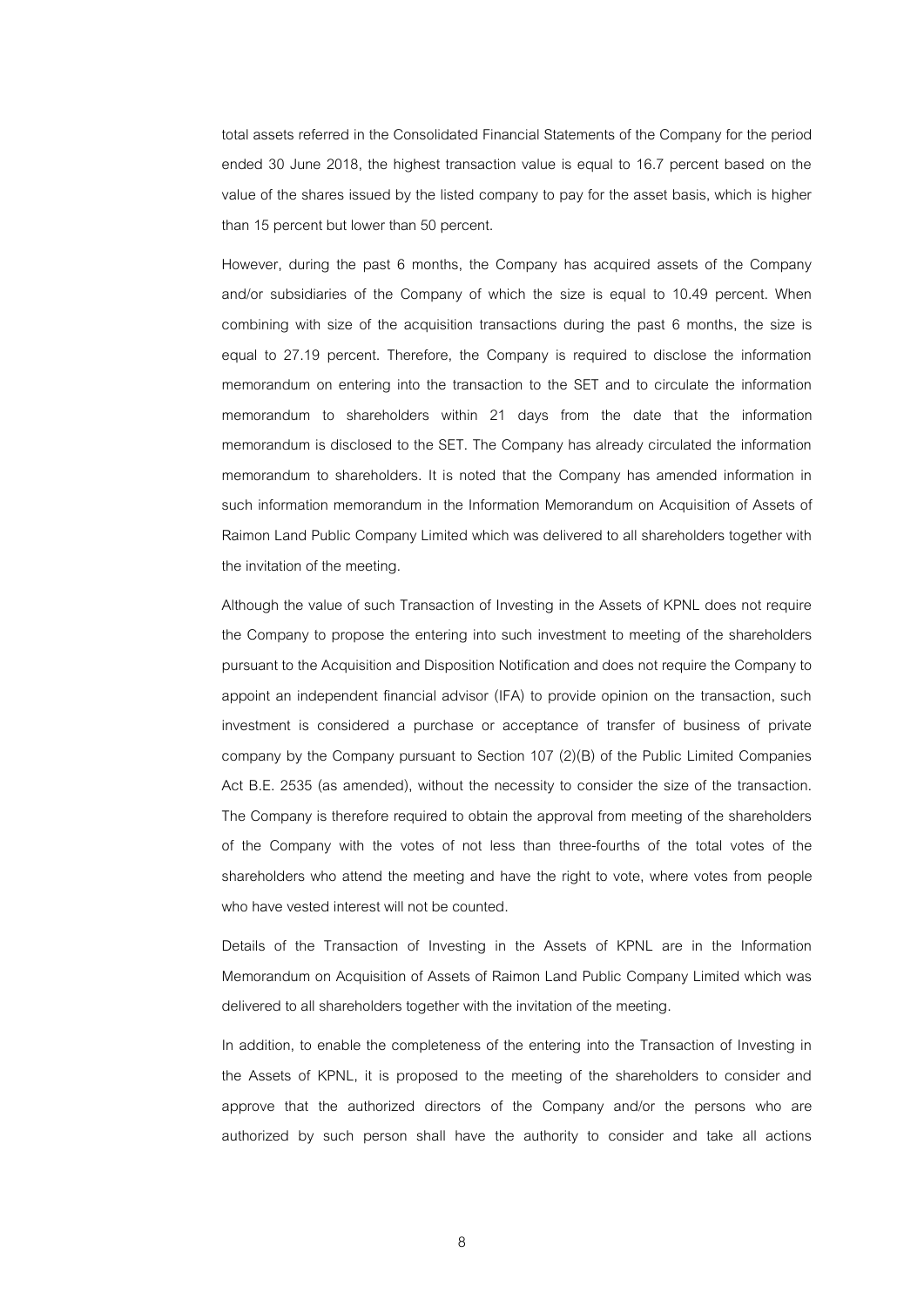total assets referred in the Consolidated Financial Statements of the Company for the period ended 30 June 2018, the highest transaction value is equal to 16.7 percent based on the value of the shares issued by the listed company to pay for the asset basis, which is higher than 15 percent but lower than 50 percent.

However, during the past 6 months, the Company has acquired assets of the Company and/or subsidiaries of the Company of which the size is equal to 10.49 percent. When combining with size of the acquisition transactions during the past 6 months, the size is equal to 27.19 percent. Therefore, the Company is required to disclose the information memorandum on entering into the transaction to the SET and to circulate the information memorandum to shareholders within 21 days from the date that the information memorandum is disclosed to the SET. The Company has already circulated the information memorandum to shareholders. It is noted that the Company has amended information in such information memorandum in the Information Memorandum on Acquisition of Assets of Raimon Land Public Company Limited which was delivered to all shareholders together with the invitation of the meeting.

Although the value of such Transaction of Investing in the Assets of KPNL does not require the Company to propose the entering into such investment to meeting of the shareholders pursuant to the Acquisition and Disposition Notification and does not require the Company to appoint an independent financial advisor (IFA) to provide opinion on the transaction, such investment is considered a purchase or acceptance of transfer of business of private company by the Company pursuant to Section 107 (2)(B) of the Public Limited Companies Act B.E. 2535 (as amended), without the necessity to consider the size of the transaction. The Company is therefore required to obtain the approval from meeting of the shareholders of the Company with the votes of not less than three-fourths of the total votes of the shareholders who attend the meeting and have the right to vote, where votes from people who have vested interest will not be counted.

Details of the Transaction of Investing in the Assets of KPNL are in the Information Memorandum on Acquisition of Assets of Raimon Land Public Company Limited which was delivered to all shareholders together with the invitation of the meeting.

In addition, to enable the completeness of the entering into the Transaction of Investing in the Assets of KPNL, it is proposed to the meeting of the shareholders to consider and approve that the authorized directors of the Company and/or the persons who are authorized by such person shall have the authority to consider and take all actions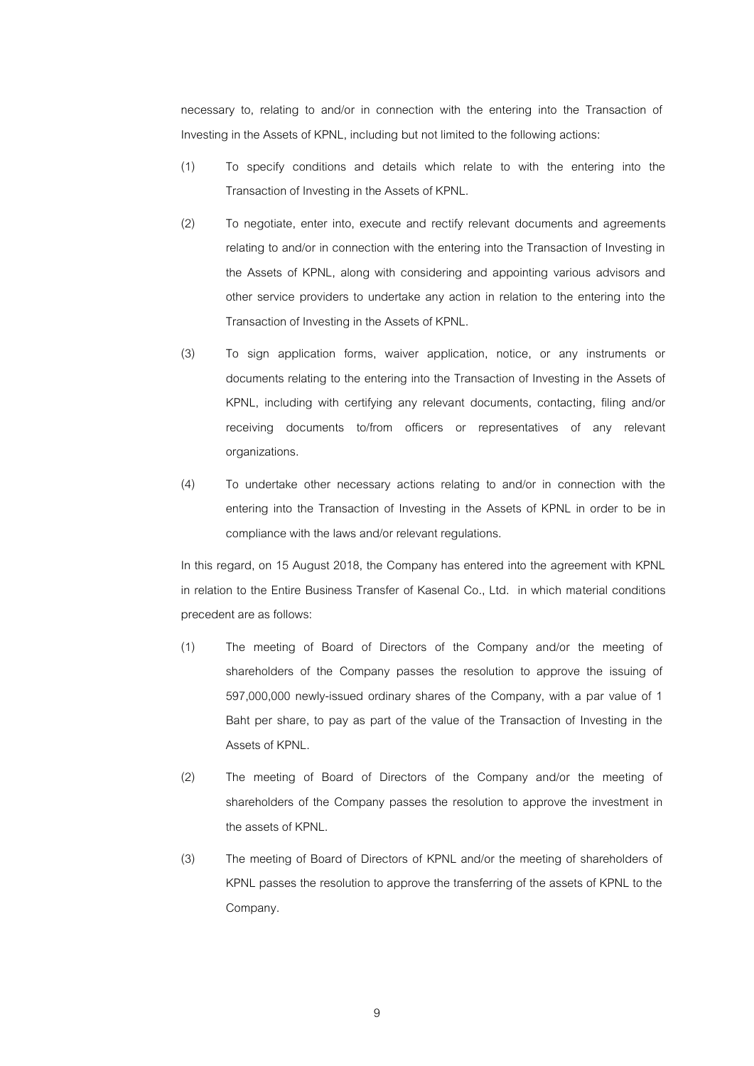necessary to, relating to and/or in connection with the entering into the Transaction of Investing in the Assets of KPNL, including but not limited to the following actions:

(1) To specify conditions and details which relate to with the entering into the Transaction of Investing in the Assets of KPNL.

(2) To negotiate, enter into, execute and rectify relevant documents and agreements relating to and/or in connection with the entering into the Transaction of Investing in the Assets of KPNL, along with considering and appointing various advisors and other service providers to undertake any action in relation to the entering into the Transaction of Investing in the Assets of KPNL.

(3) To sign application forms, waiver application, notice, or any instruments or documents relating to the entering into the Transaction of Investing in the Assets of KPNL, including with certifying any relevant documents, contacting, filing and/or receiving documents to/from officers or representatives of any relevant organizations.

(4) To undertake other necessary actions relating to and/or in connection with the entering into the Transaction of Investing in the Assets of KPNL in order to be in compliance with the laws and/or relevant regulations.

In this regard, on 15 August 2018, the Company has entered into the agreement with KPNL in relation to the Entire Business Transfer of Kasenal Co., Ltd. in which material conditions precedent are as follows:

(1) The meeting of Board of Directors of the Company and/or the meeting of shareholders of the Company passes the resolution to approve the issuing of 597,000,000 newly-issued ordinary shares of the Company, with a par value of 1 Baht per share, to pay as part of the value of the Transaction of Investing in the Assets of KPNL.

(2) The meeting of Board of Directors of the Company and/or the meeting of shareholders of the Company passes the resolution to approve the investment in the assets of KPNL.

(3) The meeting of Board of Directors of KPNL and/or the meeting of shareholders of KPNL passes the resolution to approve the transferring of the assets of KPNL to the Company.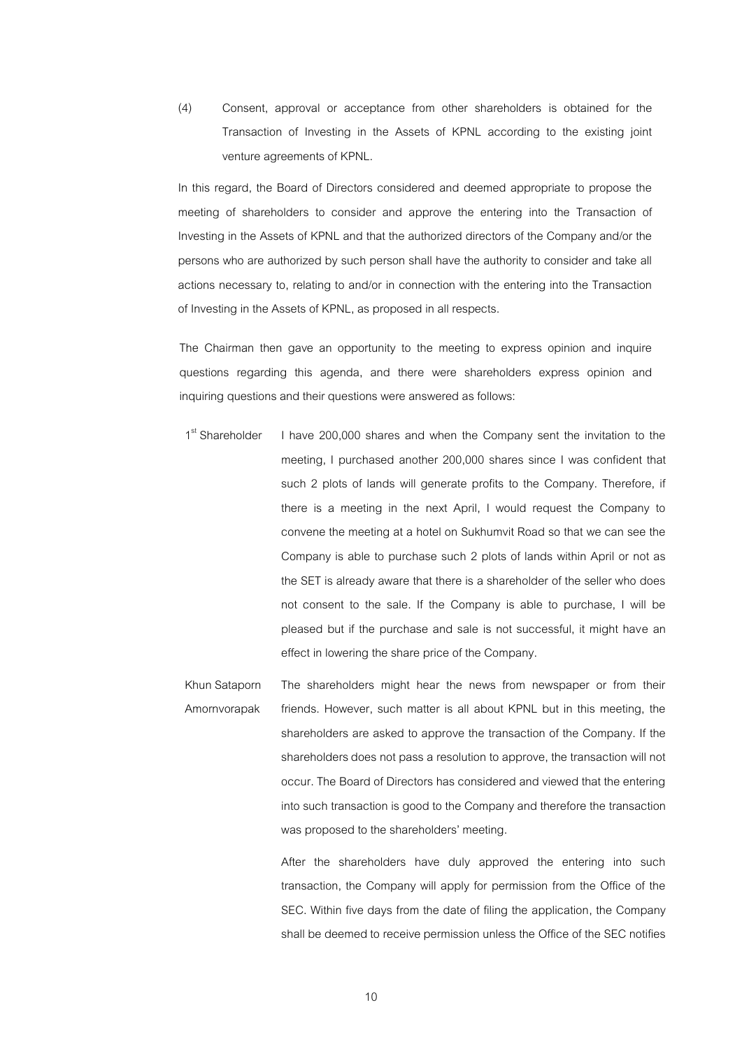(4) Consent, approval or acceptance from other shareholders is obtained for the Transaction of Investing in the Assets of KPNL according to the existing joint venture agreements of KPNL.

In this regard, the Board of Directors considered and deemed appropriate to propose the meeting of shareholders to consider and approve the entering into the Transaction of Investing in the Assets of KPNL and that the authorized directors of the Company and/or the persons who are authorized by such person shall have the authority to consider and take all actions necessary to, relating to and/or in connection with the entering into the Transaction of Investing in the Assets of KPNL, as proposed in all respects.

The Chairman then gave an opportunity to the meeting to express opinion and inquire questions regarding this agenda, and there were shareholders express opinion and inquiring questions and their questions were answered as follows:

1st Shareholder: I have 200,000 shares and when the Company sent the invitation to the meeting, I purchased another 200,000 shares since I was confident that such 2 plots of lands will generate profits to the Company. Therefore, if there is a meeting in the next April, I would request the Company to convene the meeting at a hotel on Sukhumvit Road so that we can see the Company is able to purchase such 2 plots of lands within April or not as the SET is already aware that there is a shareholder of the seller who does not consent to the sale. If the Company is able to purchase, I will be pleased but if the purchase and sale is not successful, it might have an effect in lowering the share price of the Company.

Khun Sataporn Amornvorapak: The shareholders might hear the news from newspaper or from their friends. However, such matter is all about KPNL but in this meeting, the shareholders are asked to approve the transaction of the Company. If the shareholders does not pass a resolution to approve, the transaction will not occur. The Board of Directors has considered and viewed that the entering into such transaction is good to the Company and therefore the transaction was proposed to the shareholders' meeting.

After the shareholders have duly approved the entering into such transaction, the Company will apply for permission from the Office of the SEC. Within five days from the date of filing the application, the Company shall be deemed to receive permission unless the Office of the SEC notifies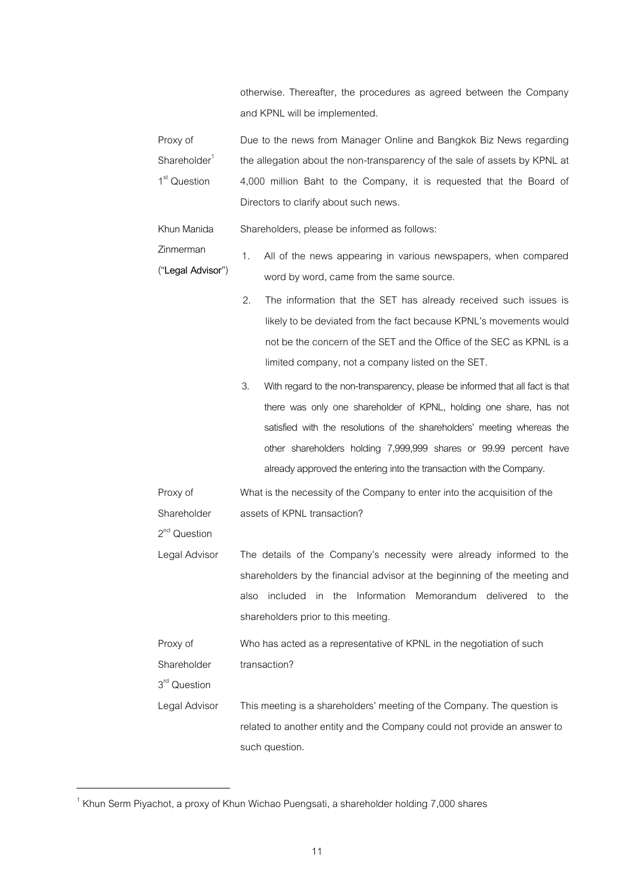otherwise. Thereafter, the procedures as agreed between the Company and KPNL will be implemented.

| | |
|---|---|
| Proxy of Shareholder[1] 1st Question | Due to the news from Manager Online and Bangkok Biz News regarding the allegation about the non-transparency of the sale of assets by KPNL at 4,000 million Baht to the Company, it is requested that the Board of Directors to clarify about such news. |
| Khun Manida Zinmerman ("**Legal Advisor**") | Shareholders, please be informed as follows:<br>1. All of the news appearing in various newspapers, when compared word by word, came from the same source.<br>2. The information that the SET has already received such issues is likely to be deviated from the fact because KPNL's movements would not be the concern of the SET and the Office of the SEC as KPNL is a limited company, not a company listed on the SET.<br>3. With regard to the non-transparency, please be informed that all fact is that there was only one shareholder of KPNL, holding one share, has not satisfied with the resolutions of the shareholders' meeting whereas the other shareholders holding 7,999,999 shares or 99.99 percent have already approved the entering into the transaction with the Company. |
| Proxy of Shareholder 2nd Question | What is the necessity of the Company to enter into the acquisition of the assets of KPNL transaction? |
| Legal Advisor | The details of the Company's necessity were already informed to the shareholders by the financial advisor at the beginning of the meeting and also included in the Information Memorandum delivered to the shareholders prior to this meeting. |
| Proxy of Shareholder 3rd Question | Who has acted as a representative of KPNL in the negotiation of such transaction? |
| Legal Advisor | This meeting is a shareholders' meeting of the Company. The question is related to another entity and the Company could not provide an answer to such question. |

[1] Khun Serm Piyachot, a proxy of Khun Wichao Puengsati, a shareholder holding 7,000 shares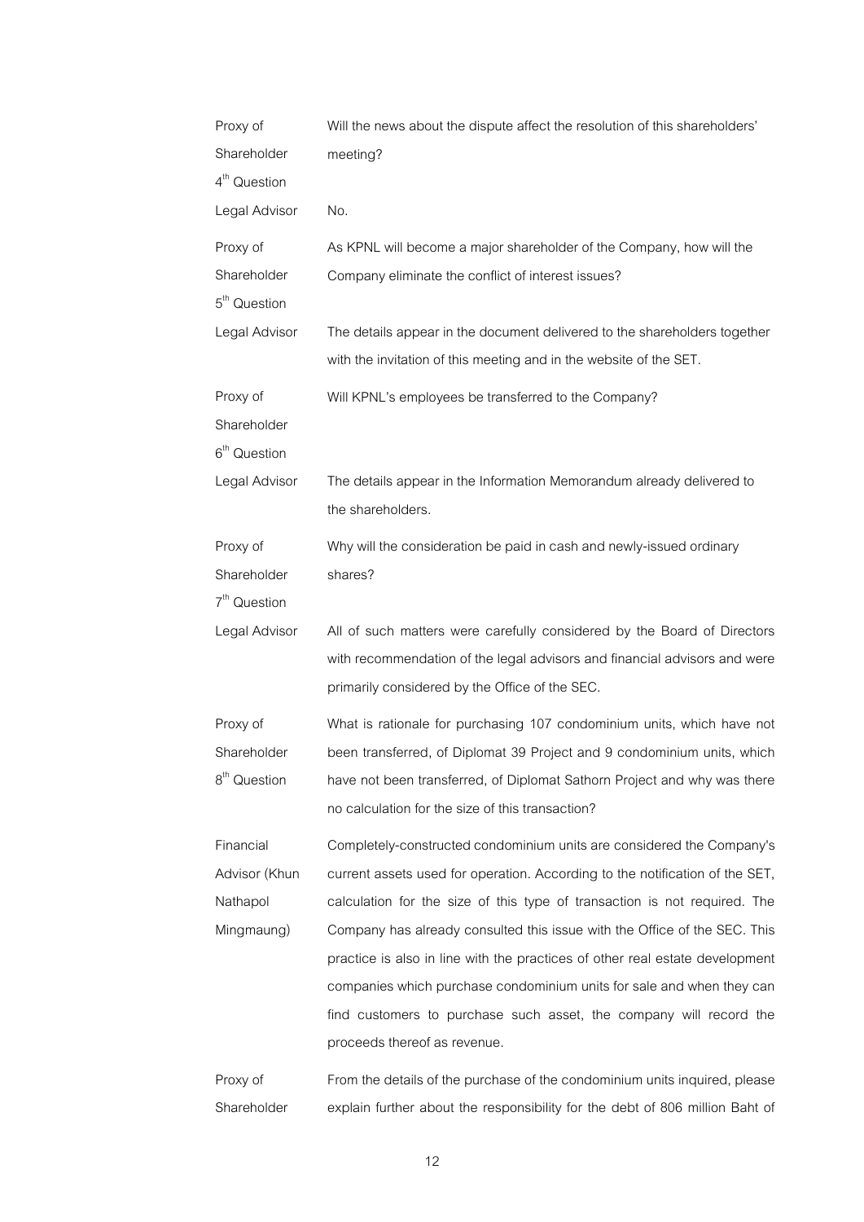| | |
|---|---|
| Proxy of Shareholder 4th Question | Will the news about the dispute affect the resolution of this shareholders' meeting? |
| Legal Advisor | No. |
| Proxy of Shareholder 5th Question | As KPNL will become a major shareholder of the Company, how will the Company eliminate the conflict of interest issues? |
| Legal Advisor | The details appear in the document delivered to the shareholders together with the invitation of this meeting and in the website of the SET. |
| Proxy of Shareholder 6th Question | Will KPNL's employees be transferred to the Company? |
| Legal Advisor | The details appear in the Information Memorandum already delivered to the shareholders. |
| Proxy of Shareholder 7th Question | Why will the consideration be paid in cash and newly-issued ordinary shares? |
| Legal Advisor | All of such matters were carefully considered by the Board of Directors with recommendation of the legal advisors and financial advisors and were primarily considered by the Office of the SEC. |
| Proxy of Shareholder 8th Question | What is rationale for purchasing 107 condominium units, which have not been transferred, of Diplomat 39 Project and 9 condominium units, which have not been transferred, of Diplomat Sathorn Project and why was there no calculation for the size of this transaction? |
| Financial Advisor (Khun Nathapol Mingmaung) | Completely-constructed condominium units are considered the Company's current assets used for operation. According to the notification of the SET, calculation for the size of this type of transaction is not required. The Company has already consulted this issue with the Office of the SEC. This practice is also in line with the practices of other real estate development companies which purchase condominium units for sale and when they can find customers to purchase such asset, the company will record the proceeds thereof as revenue. |
| Proxy of Shareholder | From the details of the purchase of the condominium units inquired, please explain further about the responsibility for the debt of 806 million Baht of |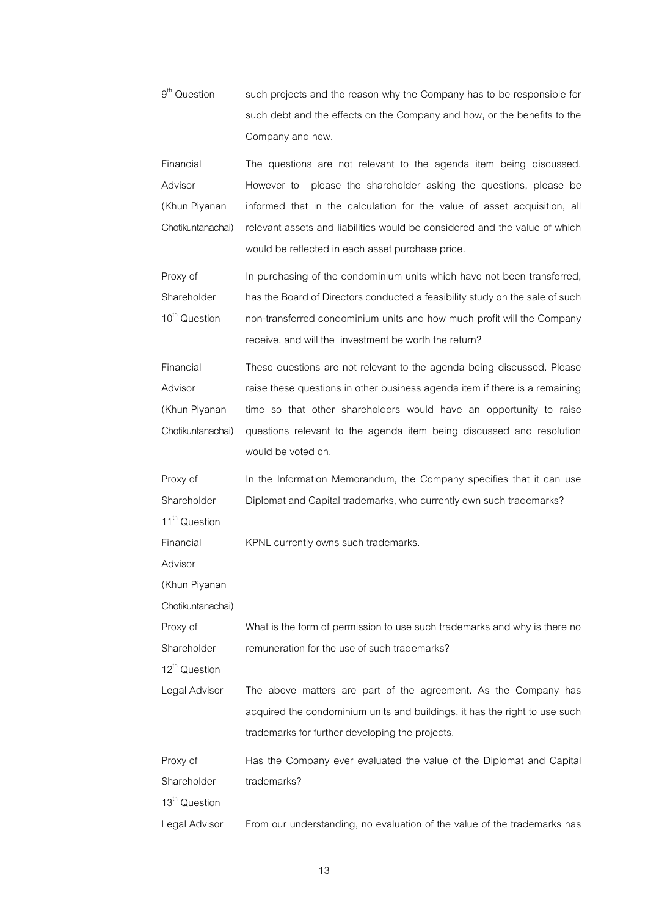| | |
|---|---|
| 9th Question | such projects and the reason why the Company has to be responsible for such debt and the effects on the Company and how, or the benefits to the Company and how. |
| Financial Advisor (Khun Piyanan Chotikuntanachai) | The questions are not relevant to the agenda item being discussed. However to please the shareholder asking the questions, please be informed that in the calculation for the value of asset acquisition, all relevant assets and liabilities would be considered and the value of which would be reflected in each asset purchase price. |
| Proxy of Shareholder 10th Question | In purchasing of the condominium units which have not been transferred, has the Board of Directors conducted a feasibility study on the sale of such non-transferred condominium units and how much profit will the Company receive, and will the investment be worth the return? |
| Financial Advisor (Khun Piyanan Chotikuntanachai) | These questions are not relevant to the agenda being discussed. Please raise these questions in other business agenda item if there is a remaining time so that other shareholders would have an opportunity to raise questions relevant to the agenda item being discussed and resolution would be voted on. |
| Proxy of Shareholder 11th Question | In the Information Memorandum, the Company specifies that it can use Diplomat and Capital trademarks, who currently own such trademarks? |
| Financial Advisor (Khun Piyanan Chotikuntanachai) | KPNL currently owns such trademarks. |
| Proxy of Shareholder 12th Question | What is the form of permission to use such trademarks and why is there no remuneration for the use of such trademarks? |
| Legal Advisor | The above matters are part of the agreement. As the Company has acquired the condominium units and buildings, it has the right to use such trademarks for further developing the projects. |
| Proxy of Shareholder 13th Question | Has the Company ever evaluated the value of the Diplomat and Capital trademarks? |
| Legal Advisor | From our understanding, no evaluation of the value of the trademarks has |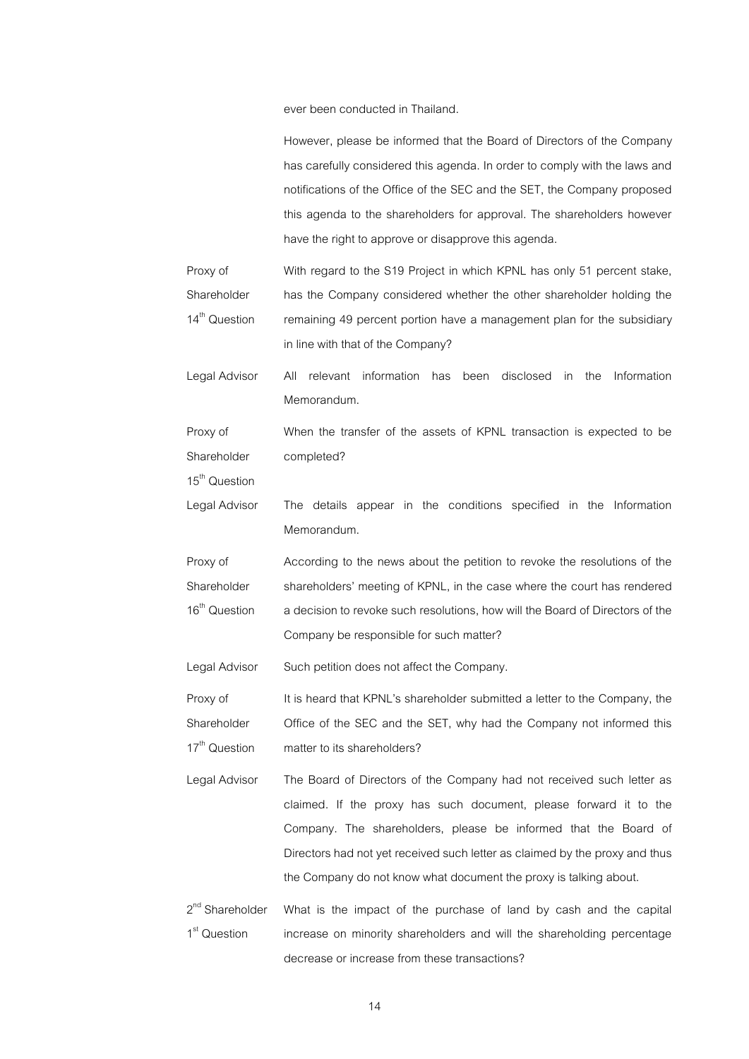ever been conducted in Thailand.

However, please be informed that the Board of Directors of the Company has carefully considered this agenda. In order to comply with the laws and notifications of the Office of the SEC and the SET, the Company proposed this agenda to the shareholders for approval. The shareholders however have the right to approve or disapprove this agenda.

| | |
|---|---|
| Proxy of Shareholder 14th Question | With regard to the S19 Project in which KPNL has only 51 percent stake, has the Company considered whether the other shareholder holding the remaining 49 percent portion have a management plan for the subsidiary in line with that of the Company? |
| Legal Advisor | All relevant information has been disclosed in the Information Memorandum. |
| Proxy of Shareholder 15th Question | When the transfer of the assets of KPNL transaction is expected to be completed? |
| Legal Advisor | The details appear in the conditions specified in the Information Memorandum. |
| Proxy of Shareholder 16th Question | According to the news about the petition to revoke the resolutions of the shareholders' meeting of KPNL, in the case where the court has rendered a decision to revoke such resolutions, how will the Board of Directors of the Company be responsible for such matter? |
| Legal Advisor | Such petition does not affect the Company. |
| Proxy of Shareholder 17th Question | It is heard that KPNL's shareholder submitted a letter to the Company, the Office of the SEC and the SET, why had the Company not informed this matter to its shareholders? |
| Legal Advisor | The Board of Directors of the Company had not received such letter as claimed. If the proxy has such document, please forward it to the Company. The shareholders, please be informed that the Board of Directors had not yet received such letter as claimed by the proxy and thus the Company do not know what document the proxy is talking about. |
| 2nd Shareholder 1st Question | What is the impact of the purchase of land by cash and the capital increase on minority shareholders and will the shareholding percentage decrease or increase from these transactions? |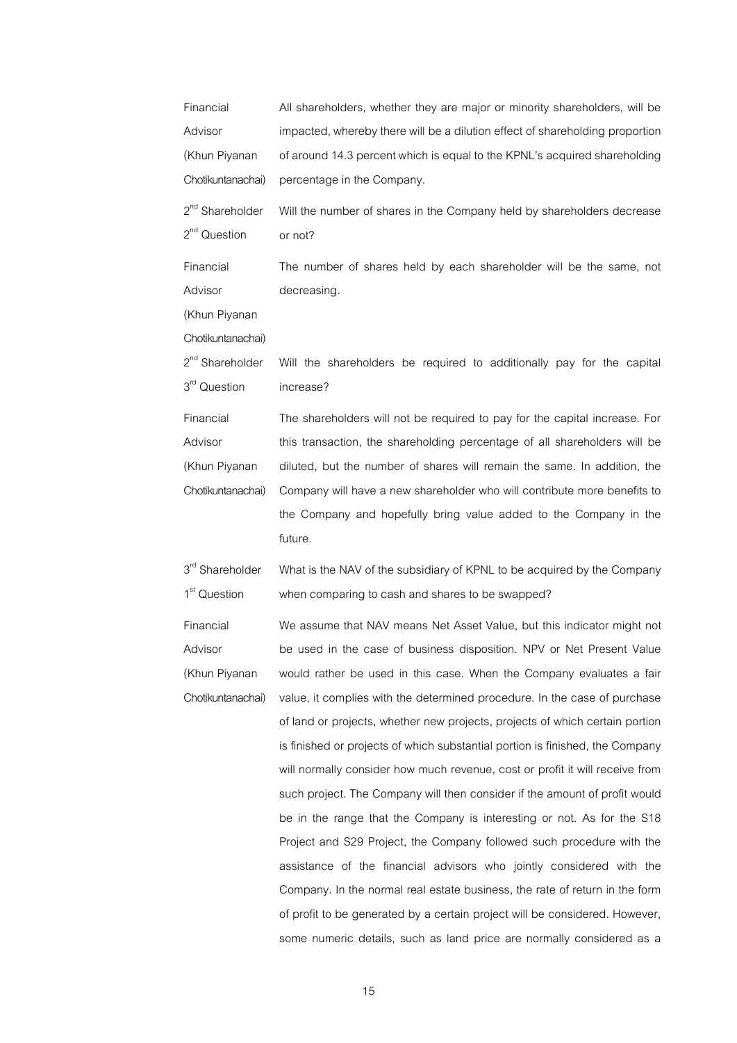| | |
|---|---|
| Financial Advisor (Khun Piyanan Chotikuntanachai) | All shareholders, whether they are major or minority shareholders, will be impacted, whereby there will be a dilution effect of shareholding proportion of around 14.3 percent which is equal to the KPNL's acquired shareholding percentage in the Company. |
| 2nd Shareholder 2nd Question | Will the number of shares in the Company held by shareholders decrease or not? |
| Financial Advisor (Khun Piyanan Chotikuntanachai) | The number of shares held by each shareholder will be the same, not decreasing. |
| 2nd Shareholder 3rd Question | Will the shareholders be required to additionally pay for the capital increase? |
| Financial Advisor (Khun Piyanan Chotikuntanachai) | The shareholders will not be required to pay for the capital increase. For this transaction, the shareholding percentage of all shareholders will be diluted, but the number of shares will remain the same. In addition, the Company will have a new shareholder who will contribute more benefits to the Company and hopefully bring value added to the Company in the future. |
| 3rd Shareholder 1st Question | What is the NAV of the subsidiary of KPNL to be acquired by the Company when comparing to cash and shares to be swapped? |
| Financial Advisor (Khun Piyanan Chotikuntanachai) | We assume that NAV means Net Asset Value, but this indicator might not be used in the case of business disposition. NPV or Net Present Value would rather be used in this case. When the Company evaluates a fair value, it complies with the determined procedure. In the case of purchase of land or projects, whether new projects, projects of which certain portion is finished or projects of which substantial portion is finished, the Company will normally consider how much revenue, cost or profit it will receive from such project. The Company will then consider if the amount of profit would be in the range that the Company is interesting or not. As for the S18 Project and S29 Project, the Company followed such procedure with the assistance of the financial advisors who jointly considered with the Company. In the normal real estate business, the rate of return in the form of profit to be generated by a certain project will be considered. However, some numeric details, such as land price are normally considered as a |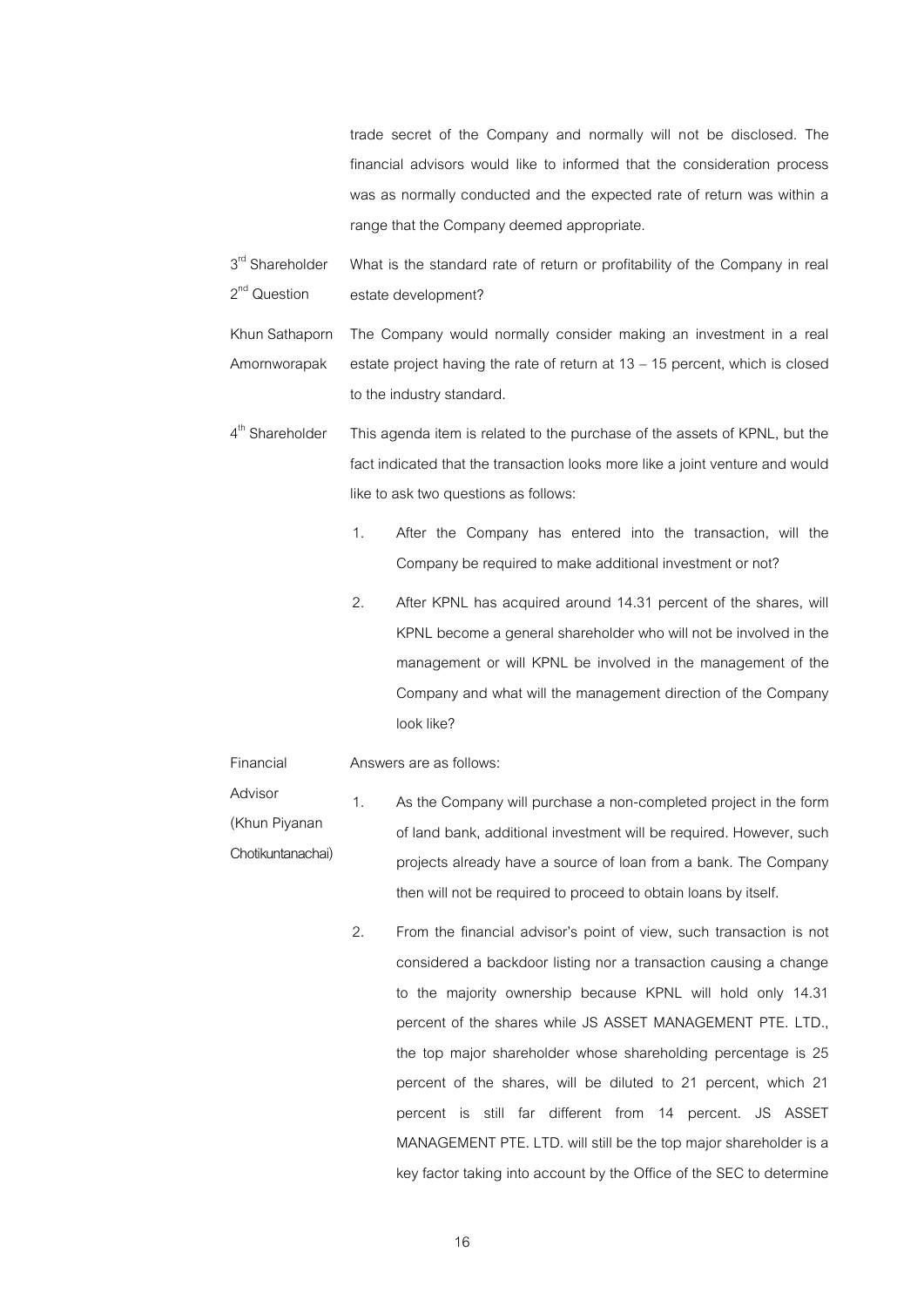trade secret of the Company and normally will not be disclosed. The financial advisors would like to informed that the consideration process was as normally conducted and the expected rate of return was within a range that the Company deemed appropriate.

**3rd Shareholder 2nd Question:** What is the standard rate of return or profitability of the Company in real estate development?

**Khun Sathaporn Amornworapak:** The Company would normally consider making an investment in a real estate project having the rate of return at 13 – 15 percent, which is closed to the industry standard.

**4th Shareholder:** This agenda item is related to the purchase of the assets of KPNL, but the fact indicated that the transaction looks more like a joint venture and would like to ask two questions as follows:

1. After the Company has entered into the transaction, will the Company be required to make additional investment or not?
2. After KPNL has acquired around 14.31 percent of the shares, will KPNL become a general shareholder who will not be involved in the management or will KPNL be involved in the management of the Company and what will the management direction of the Company look like?

**Financial Advisor (Khun Piyanan Chotikuntanachai):** Answers are as follows:

1. As the Company will purchase a non-completed project in the form of land bank, additional investment will be required. However, such projects already have a source of loan from a bank. The Company then will not be required to proceed to obtain loans by itself.
2. From the financial advisor's point of view, such transaction is not considered a backdoor listing nor a transaction causing a change to the majority ownership because KPNL will hold only 14.31 percent of the shares while JS ASSET MANAGEMENT PTE. LTD., the top major shareholder whose shareholding percentage is 25 percent of the shares, will be diluted to 21 percent, which 21 percent is still far different from 14 percent. JS ASSET MANAGEMENT PTE. LTD. will still be the top major shareholder is a key factor taking into account by the Office of the SEC to determine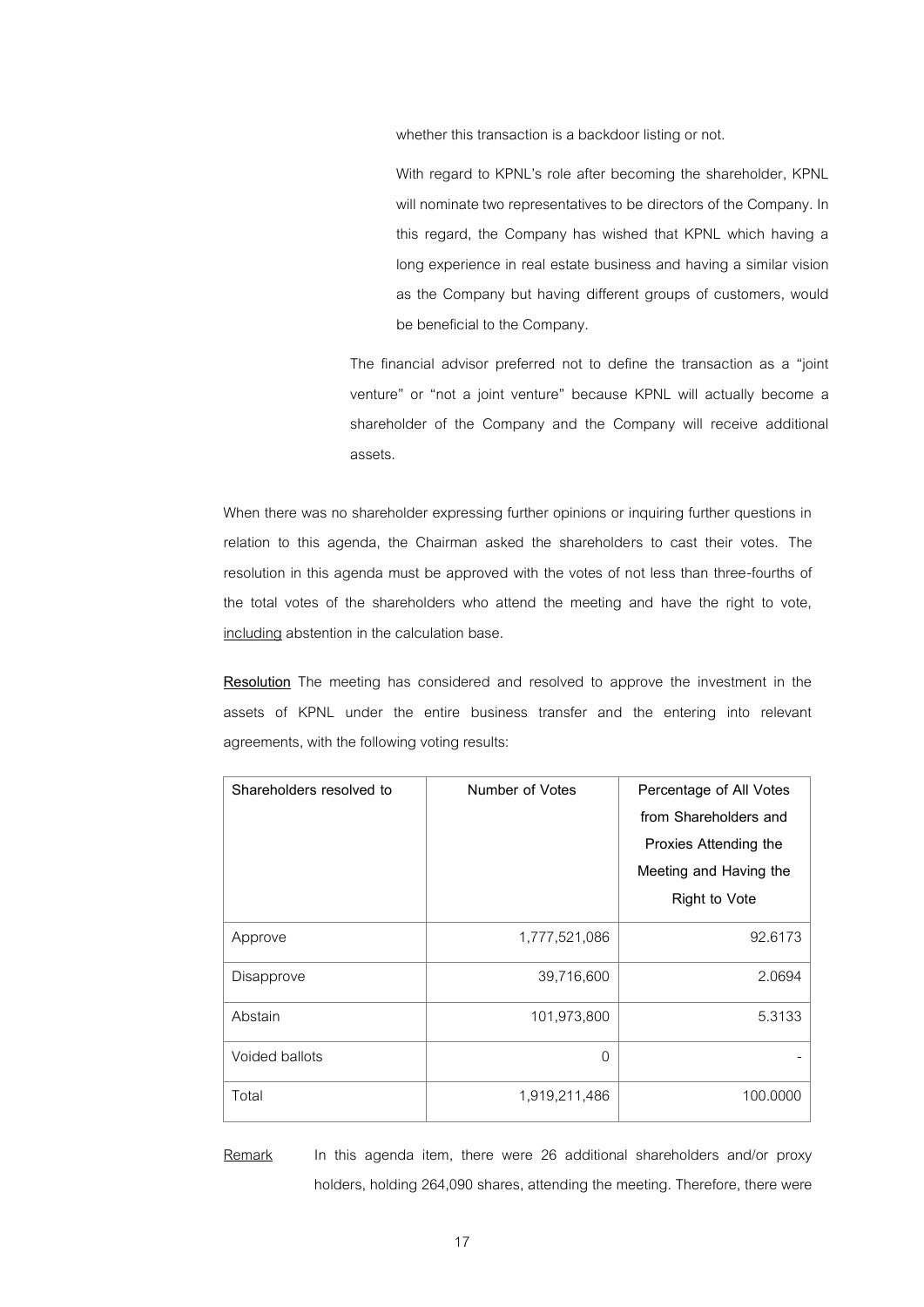whether this transaction is a backdoor listing or not.

With regard to KPNL's role after becoming the shareholder, KPNL will nominate two representatives to be directors of the Company. In this regard, the Company has wished that KPNL which having a long experience in real estate business and having a similar vision as the Company but having different groups of customers, would be beneficial to the Company.

The financial advisor preferred not to define the transaction as a "joint venture" or "not a joint venture" because KPNL will actually become a shareholder of the Company and the Company will receive additional assets.

When there was no shareholder expressing further opinions or inquiring further questions in relation to this agenda, the Chairman asked the shareholders to cast their votes. The resolution in this agenda must be approved with the votes of not less than three-fourths of the total votes of the shareholders who attend the meeting and have the right to vote, <u>including</u> abstention in the calculation base.

**<u>Resolution</u>** The meeting has considered and resolved to approve the investment in the assets of KPNL under the entire business transfer and the entering into relevant agreements, with the following voting results:

| Shareholders resolved to | Number of Votes | Percentage of All Votes from Shareholders and Proxies Attending the Meeting and Having the Right to Vote |
|---|---|---|
| Approve | 1,777,521,086 | 92.6173 |
| Disapprove | 39,716,600 | 2.0694 |
| Abstain | 101,973,800 | 5.3133 |
| Voided ballots | 0 | - |
| Total | 1,919,211,486 | 100.0000 |

<u>Remark</u> In this agenda item, there were 26 additional shareholders and/or proxy holders, holding 264,090 shares, attending the meeting. Therefore, there were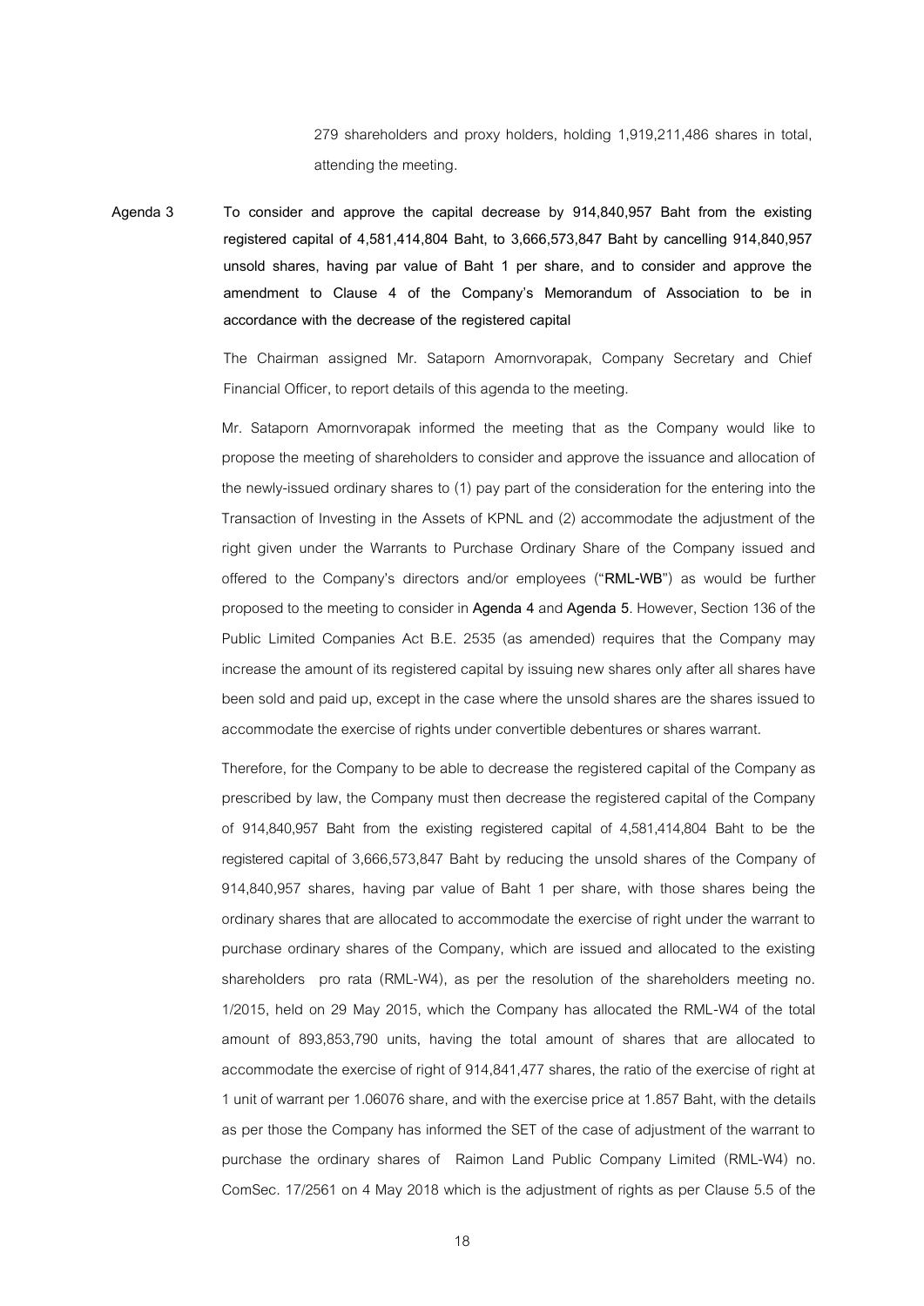279 shareholders and proxy holders, holding 1,919,211,486 shares in total, attending the meeting.

**Agenda 3** **To consider and approve the capital decrease by 914,840,957 Baht from the existing registered capital of 4,581,414,804 Baht, to 3,666,573,847 Baht by cancelling 914,840,957 unsold shares, having par value of Baht 1 per share, and to consider and approve the amendment to Clause 4 of the Company's Memorandum of Association to be in accordance with the decrease of the registered capital**

The Chairman assigned Mr. Sataporn Amornvorapak, Company Secretary and Chief Financial Officer, to report details of this agenda to the meeting.

Mr. Sataporn Amornvorapak informed the meeting that as the Company would like to propose the meeting of shareholders to consider and approve the issuance and allocation of the newly-issued ordinary shares to (1) pay part of the consideration for the entering into the Transaction of Investing in the Assets of KPNL and (2) accommodate the adjustment of the right given under the Warrants to Purchase Ordinary Share of the Company issued and offered to the Company's directors and/or employees ("**RML-WB**") as would be further proposed to the meeting to consider in **Agenda 4** and **Agenda 5**. However, Section 136 of the Public Limited Companies Act B.E. 2535 (as amended) requires that the Company may increase the amount of its registered capital by issuing new shares only after all shares have been sold and paid up, except in the case where the unsold shares are the shares issued to accommodate the exercise of rights under convertible debentures or shares warrant.

Therefore, for the Company to be able to decrease the registered capital of the Company as prescribed by law, the Company must then decrease the registered capital of the Company of 914,840,957 Baht from the existing registered capital of 4,581,414,804 Baht to be the registered capital of 3,666,573,847 Baht by reducing the unsold shares of the Company of 914,840,957 shares, having par value of Baht 1 per share, with those shares being the ordinary shares that are allocated to accommodate the exercise of right under the warrant to purchase ordinary shares of the Company, which are issued and allocated to the existing shareholders pro rata (RML-W4), as per the resolution of the shareholders meeting no. 1/2015, held on 29 May 2015, which the Company has allocated the RML-W4 of the total amount of 893,853,790 units, having the total amount of shares that are allocated to accommodate the exercise of right of 914,841,477 shares, the ratio of the exercise of right at 1 unit of warrant per 1.06076 share, and with the exercise price at 1.857 Baht, with the details as per those the Company has informed the SET of the case of adjustment of the warrant to purchase the ordinary shares of Raimon Land Public Company Limited (RML-W4) no. ComSec. 17/2561 on 4 May 2018 which is the adjustment of rights as per Clause 5.5 of the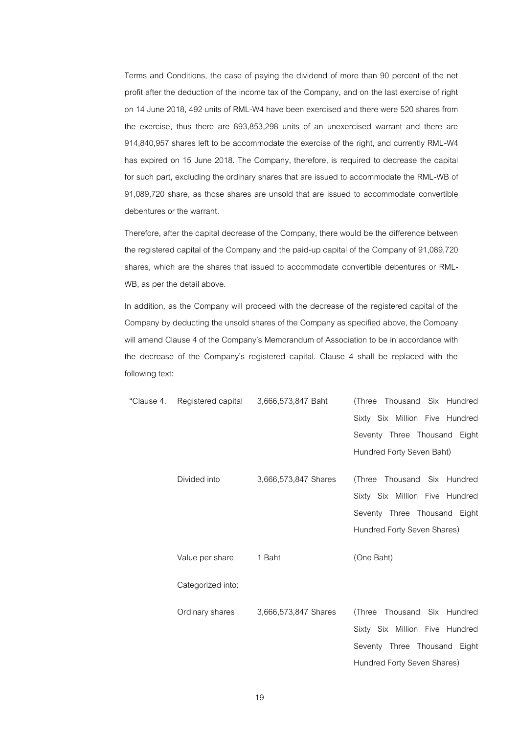Terms and Conditions, the case of paying the dividend of more than 90 percent of the net profit after the deduction of the income tax of the Company, and on the last exercise of right on 14 June 2018, 492 units of RML-W4 have been exercised and there were 520 shares from the exercise, thus there are 893,853,298 units of an unexercised warrant and there are 914,840,957 shares left to be accommodate the exercise of the right, and currently RML-W4 has expired on 15 June 2018. The Company, therefore, is required to decrease the capital for such part, excluding the ordinary shares that are issued to accommodate the RML-WB of 91,089,720 share, as those shares are unsold that are issued to accommodate convertible debentures or the warrant.

Therefore, after the capital decrease of the Company, there would be the difference between the registered capital of the Company and the paid-up capital of the Company of 91,089,720 shares, which are the shares that issued to accommodate convertible debentures or RML-WB, as per the detail above.

In addition, as the Company will proceed with the decrease of the registered capital of the Company by deducting the unsold shares of the Company as specified above, the Company will amend Clause 4 of the Company's Memorandum of Association to be in accordance with the decrease of the Company's registered capital. Clause 4 shall be replaced with the following text:

| | | | |
|---|---|---|---|
| "Clause 4. | Registered capital | 3,666,573,847 Baht | (Three Thousand Six Hundred Sixty Six Million Five Hundred Seventy Three Thousand Eight Hundred Forty Seven Baht) |
| | Divided into | 3,666,573,847 Shares | (Three Thousand Six Hundred Sixty Six Million Five Hundred Seventy Three Thousand Eight Hundred Forty Seven Shares) |
| | Value per share | 1 Baht | (One Baht) |
| | Categorized into: | | |
| | Ordinary shares | 3,666,573,847 Shares | (Three Thousand Six Hundred Sixty Six Million Five Hundred Seventy Three Thousand Eight Hundred Forty Seven Shares) |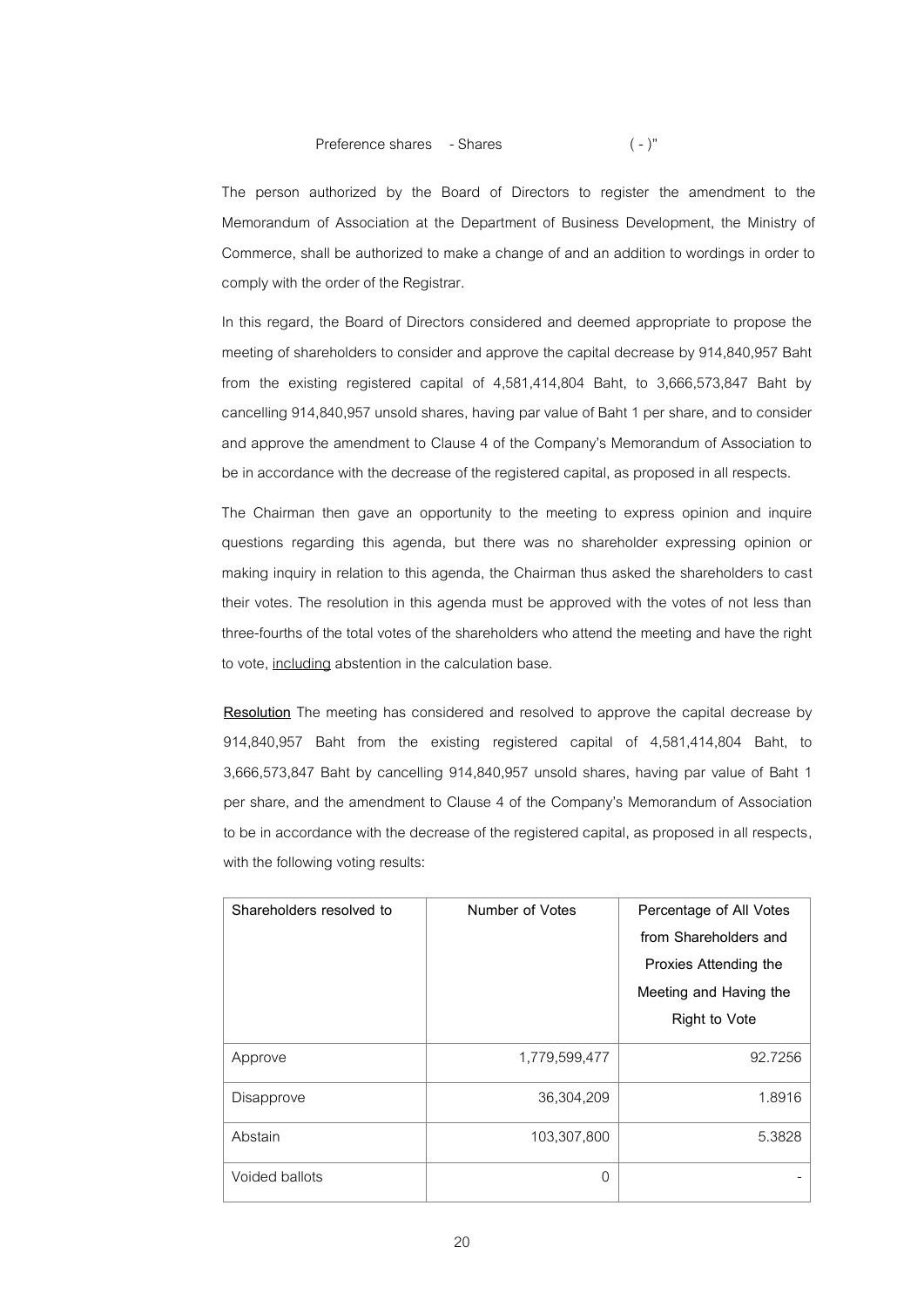Preference shares - Shares ( - )"

The person authorized by the Board of Directors to register the amendment to the Memorandum of Association at the Department of Business Development, the Ministry of Commerce, shall be authorized to make a change of and an addition to wordings in order to comply with the order of the Registrar.

In this regard, the Board of Directors considered and deemed appropriate to propose the meeting of shareholders to consider and approve the capital decrease by 914,840,957 Baht from the existing registered capital of 4,581,414,804 Baht, to 3,666,573,847 Baht by cancelling 914,840,957 unsold shares, having par value of Baht 1 per share, and to consider and approve the amendment to Clause 4 of the Company's Memorandum of Association to be in accordance with the decrease of the registered capital, as proposed in all respects.

The Chairman then gave an opportunity to the meeting to express opinion and inquire questions regarding this agenda, but there was no shareholder expressing opinion or making inquiry in relation to this agenda, the Chairman thus asked the shareholders to cast their votes. The resolution in this agenda must be approved with the votes of not less than three-fourths of the total votes of the shareholders who attend the meeting and have the right to vote, <u>including</u> abstention in the calculation base.

**<u>Resolution</u>** The meeting has considered and resolved to approve the capital decrease by 914,840,957 Baht from the existing registered capital of 4,581,414,804 Baht, to 3,666,573,847 Baht by cancelling 914,840,957 unsold shares, having par value of Baht 1 per share, and the amendment to Clause 4 of the Company's Memorandum of Association to be in accordance with the decrease of the registered capital, as proposed in all respects, with the following voting results:

| Shareholders resolved to | Number of Votes | Percentage of All Votes from Shareholders and Proxies Attending the Meeting and Having the Right to Vote |
|---|---|---|
| Approve | 1,779,599,477 | 92.7256 |
| Disapprove | 36,304,209 | 1.8916 |
| Abstain | 103,307,800 | 5.3828 |
| Voided ballots | 0 | - |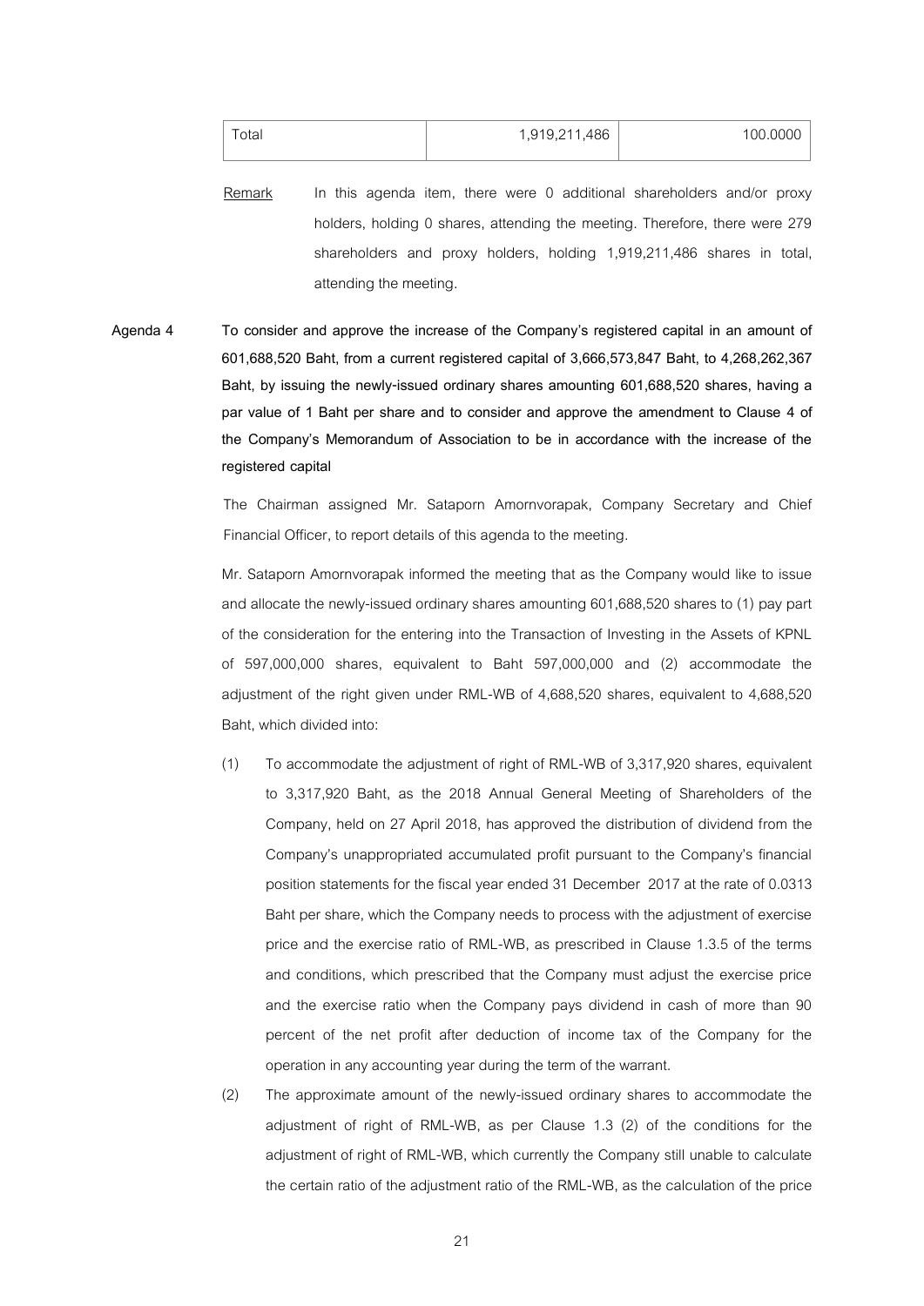| Total | 1,919,211,486 | 100.0000 |
|---|---|---|

Remark In this agenda item, there were 0 additional shareholders and/or proxy holders, holding 0 shares, attending the meeting. Therefore, there were 279 shareholders and proxy holders, holding 1,919,211,486 shares in total, attending the meeting.

**Agenda 4 To consider and approve the increase of the Company's registered capital in an amount of 601,688,520 Baht, from a current registered capital of 3,666,573,847 Baht, to 4,268,262,367 Baht, by issuing the newly-issued ordinary shares amounting 601,688,520 shares, having a par value of 1 Baht per share and to consider and approve the amendment to Clause 4 of the Company's Memorandum of Association to be in accordance with the increase of the registered capital**

The Chairman assigned Mr. Sataporn Amornvorapak, Company Secretary and Chief Financial Officer, to report details of this agenda to the meeting.

Mr. Sataporn Amornvorapak informed the meeting that as the Company would like to issue and allocate the newly-issued ordinary shares amounting 601,688,520 shares to (1) pay part of the consideration for the entering into the Transaction of Investing in the Assets of KPNL of 597,000,000 shares, equivalent to Baht 597,000,000 and (2) accommodate the adjustment of the right given under RML-WB of 4,688,520 shares, equivalent to 4,688,520 Baht, which divided into:

(1) To accommodate the adjustment of right of RML-WB of 3,317,920 shares, equivalent to 3,317,920 Baht, as the 2018 Annual General Meeting of Shareholders of the Company, held on 27 April 2018, has approved the distribution of dividend from the Company's unappropriated accumulated profit pursuant to the Company's financial position statements for the fiscal year ended 31 December 2017 at the rate of 0.0313 Baht per share, which the Company needs to process with the adjustment of exercise price and the exercise ratio of RML-WB, as prescribed in Clause 1.3.5 of the terms and conditions, which prescribed that the Company must adjust the exercise price and the exercise ratio when the Company pays dividend in cash of more than 90 percent of the net profit after deduction of income tax of the Company for the operation in any accounting year during the term of the warrant.

(2) The approximate amount of the newly-issued ordinary shares to accommodate the adjustment of right of RML-WB, as per Clause 1.3 (2) of the conditions for the adjustment of right of RML-WB, which currently the Company still unable to calculate the certain ratio of the adjustment ratio of the RML-WB, as the calculation of the price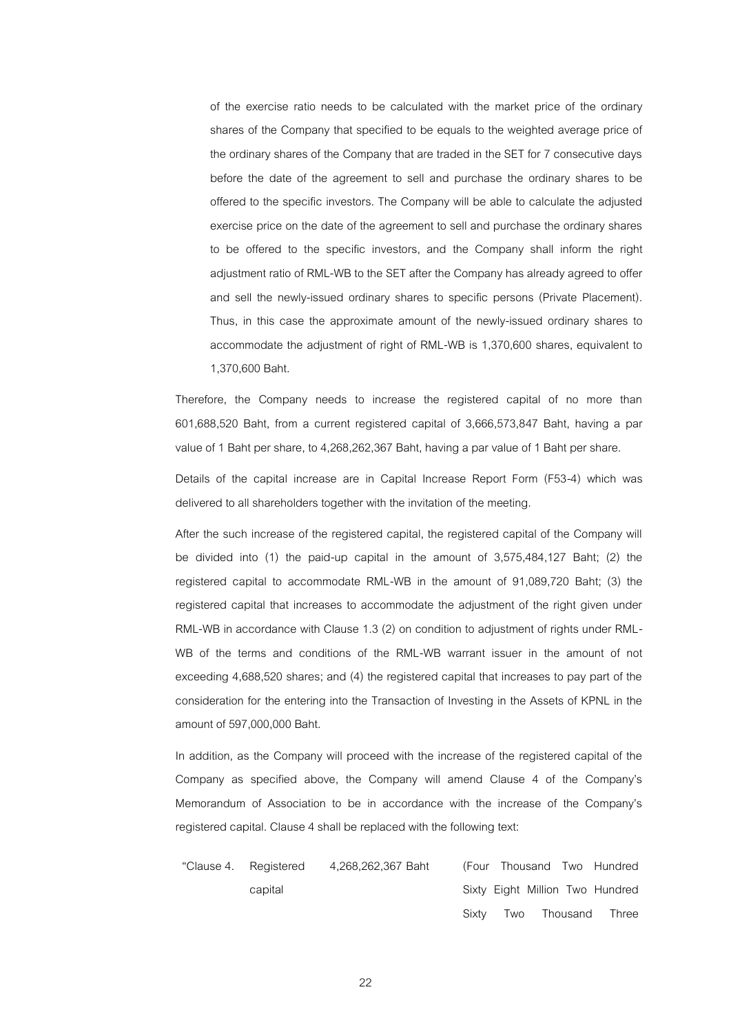of the exercise ratio needs to be calculated with the market price of the ordinary shares of the Company that specified to be equals to the weighted average price of the ordinary shares of the Company that are traded in the SET for 7 consecutive days before the date of the agreement to sell and purchase the ordinary shares to be offered to the specific investors. The Company will be able to calculate the adjusted exercise price on the date of the agreement to sell and purchase the ordinary shares to be offered to the specific investors, and the Company shall inform the right adjustment ratio of RML-WB to the SET after the Company has already agreed to offer and sell the newly-issued ordinary shares to specific persons (Private Placement). Thus, in this case the approximate amount of the newly-issued ordinary shares to accommodate the adjustment of right of RML-WB is 1,370,600 shares, equivalent to 1,370,600 Baht.

Therefore, the Company needs to increase the registered capital of no more than 601,688,520 Baht, from a current registered capital of 3,666,573,847 Baht, having a par value of 1 Baht per share, to 4,268,262,367 Baht, having a par value of 1 Baht per share.

Details of the capital increase are in Capital Increase Report Form (F53-4) which was delivered to all shareholders together with the invitation of the meeting.

After the such increase of the registered capital, the registered capital of the Company will be divided into (1) the paid-up capital in the amount of 3,575,484,127 Baht; (2) the registered capital to accommodate RML-WB in the amount of 91,089,720 Baht; (3) the registered capital that increases to accommodate the adjustment of the right given under RML-WB in accordance with Clause 1.3 (2) on condition to adjustment of rights under RML-WB of the terms and conditions of the RML-WB warrant issuer in the amount of not exceeding 4,688,520 shares; and (4) the registered capital that increases to pay part of the consideration for the entering into the Transaction of Investing in the Assets of KPNL in the amount of 597,000,000 Baht.

In addition, as the Company will proceed with the increase of the registered capital of the Company as specified above, the Company will amend Clause 4 of the Company's Memorandum of Association to be in accordance with the increase of the Company's registered capital. Clause 4 shall be replaced with the following text:

| "Clause 4. | Registered capital | 4,268,262,367 Baht | (Four Thousand Two Hundred Sixty Eight Million Two Hundred Sixty Two Thousand Three |
|---|---|---|---|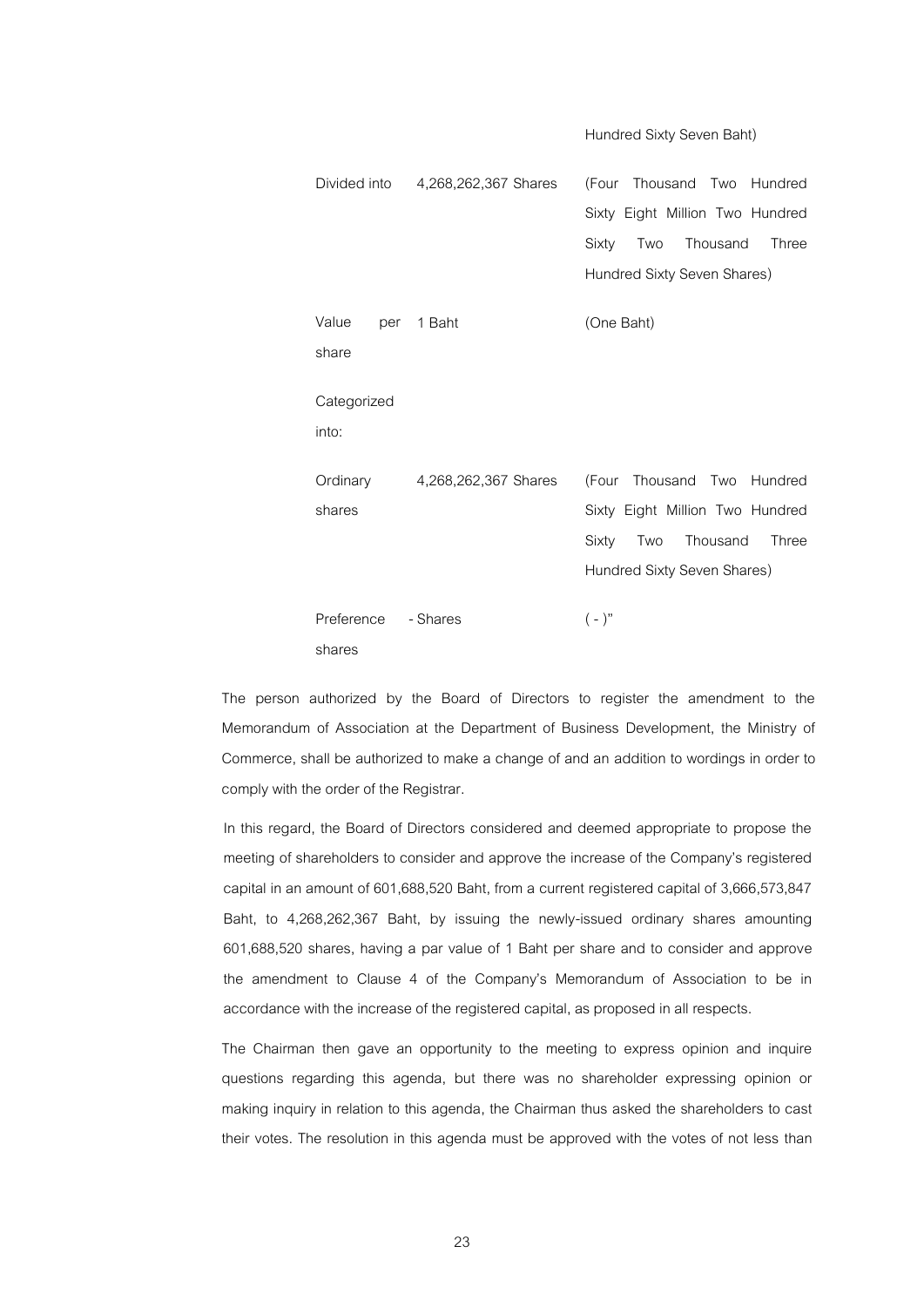| | | Hundred Sixty Seven Baht) |
|---|---|---|
| Divided into | 4,268,262,367 Shares | (Four Thousand Two Hundred Sixty Eight Million Two Hundred Sixty Two Thousand Three Hundred Sixty Seven Shares) |
| Value per share | 1 Baht | (One Baht) |
| Categorized into: | | |
| Ordinary shares | 4,268,262,367 Shares | (Four Thousand Two Hundred Sixty Eight Million Two Hundred Sixty Two Thousand Three Hundred Sixty Seven Shares) |
| Preference shares | - Shares | ( - )" |

The person authorized by the Board of Directors to register the amendment to the Memorandum of Association at the Department of Business Development, the Ministry of Commerce, shall be authorized to make a change of and an addition to wordings in order to comply with the order of the Registrar.

In this regard, the Board of Directors considered and deemed appropriate to propose the meeting of shareholders to consider and approve the increase of the Company's registered capital in an amount of 601,688,520 Baht, from a current registered capital of 3,666,573,847 Baht, to 4,268,262,367 Baht, by issuing the newly-issued ordinary shares amounting 601,688,520 shares, having a par value of 1 Baht per share and to consider and approve the amendment to Clause 4 of the Company's Memorandum of Association to be in accordance with the increase of the registered capital, as proposed in all respects.

The Chairman then gave an opportunity to the meeting to express opinion and inquire questions regarding this agenda, but there was no shareholder expressing opinion or making inquiry in relation to this agenda, the Chairman thus asked the shareholders to cast their votes. The resolution in this agenda must be approved with the votes of not less than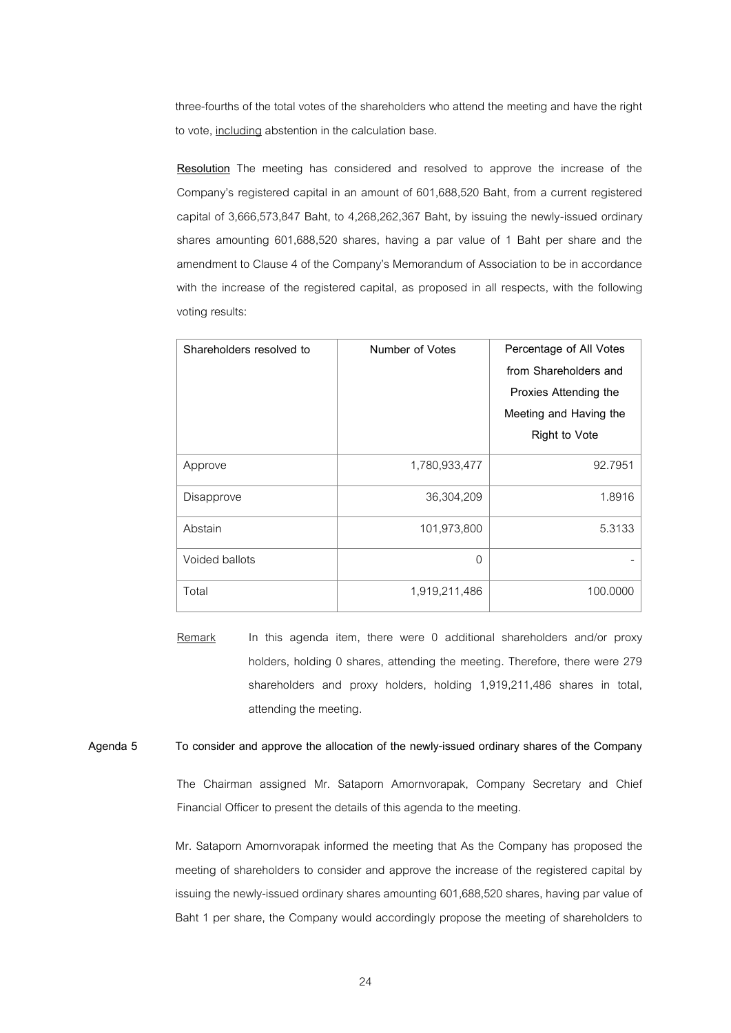three-fourths of the total votes of the shareholders who attend the meeting and have the right to vote, including abstention in the calculation base.

**Resolution** The meeting has considered and resolved to approve the increase of the Company's registered capital in an amount of 601,688,520 Baht, from a current registered capital of 3,666,573,847 Baht, to 4,268,262,367 Baht, by issuing the newly-issued ordinary shares amounting 601,688,520 shares, having a par value of 1 Baht per share and the amendment to Clause 4 of the Company's Memorandum of Association to be in accordance with the increase of the registered capital, as proposed in all respects, with the following voting results:

| Shareholders resolved to | Number of Votes | Percentage of All Votes from Shareholders and Proxies Attending the Meeting and Having the Right to Vote |
|---|---|---|
| Approve | 1,780,933,477 | 92.7951 |
| Disapprove | 36,304,209 | 1.8916 |
| Abstain | 101,973,800 | 5.3133 |
| Voided ballots | 0 | - |
| Total | 1,919,211,486 | 100.0000 |

Remark In this agenda item, there were 0 additional shareholders and/or proxy holders, holding 0 shares, attending the meeting. Therefore, there were 279 shareholders and proxy holders, holding 1,919,211,486 shares in total, attending the meeting.

**Agenda 5 To consider and approve the allocation of the newly-issued ordinary shares of the Company**

The Chairman assigned Mr. Sataporn Amornvorapak, Company Secretary and Chief Financial Officer to present the details of this agenda to the meeting.

Mr. Sataporn Amornvorapak informed the meeting that As the Company has proposed the meeting of shareholders to consider and approve the increase of the registered capital by issuing the newly-issued ordinary shares amounting 601,688,520 shares, having par value of Baht 1 per share, the Company would accordingly propose the meeting of shareholders to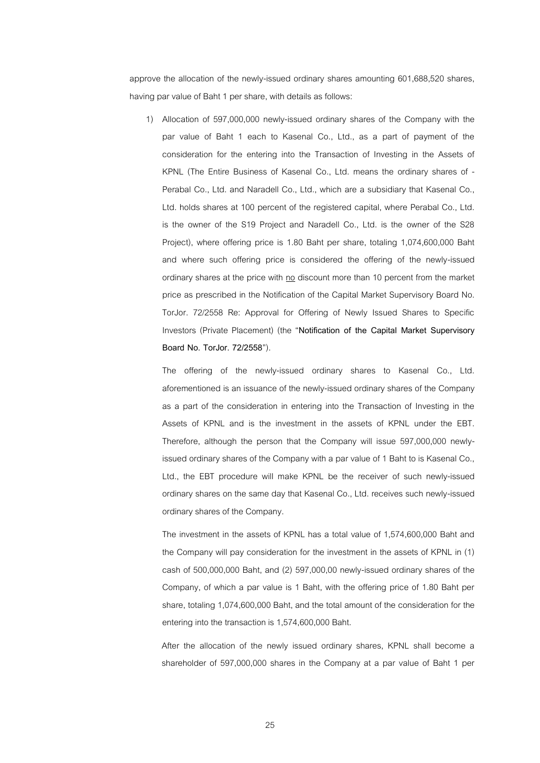approve the allocation of the newly-issued ordinary shares amounting 601,688,520 shares, having par value of Baht 1 per share, with details as follows:

1) Allocation of 597,000,000 newly-issued ordinary shares of the Company with the par value of Baht 1 each to Kasenal Co., Ltd., as a part of payment of the consideration for the entering into the Transaction of Investing in the Assets of KPNL (The Entire Business of Kasenal Co., Ltd. means the ordinary shares of - Perabal Co., Ltd. and Naradell Co., Ltd., which are a subsidiary that Kasenal Co., Ltd. holds shares at 100 percent of the registered capital, where Perabal Co., Ltd. is the owner of the S19 Project and Naradell Co., Ltd. is the owner of the S28 Project), where offering price is 1.80 Baht per share, totaling 1,074,600,000 Baht and where such offering price is considered the offering of the newly-issued ordinary shares at the price with <u>no</u> discount more than 10 percent from the market price as prescribed in the Notification of the Capital Market Supervisory Board No. TorJor. 72/2558 Re: Approval for Offering of Newly Issued Shares to Specific Investors (Private Placement) (the "**Notification of the Capital Market Supervisory Board No. TorJor. 72/2558**").

   The offering of the newly-issued ordinary shares to Kasenal Co., Ltd. aforementioned is an issuance of the newly-issued ordinary shares of the Company as a part of the consideration in entering into the Transaction of Investing in the Assets of KPNL and is the investment in the assets of KPNL under the EBT. Therefore, although the person that the Company will issue 597,000,000 newly-issued ordinary shares of the Company with a par value of 1 Baht to is Kasenal Co., Ltd., the EBT procedure will make KPNL be the receiver of such newly-issued ordinary shares on the same day that Kasenal Co., Ltd. receives such newly-issued ordinary shares of the Company.

   The investment in the assets of KPNL has a total value of 1,574,600,000 Baht and the Company will pay consideration for the investment in the assets of KPNL in (1) cash of 500,000,000 Baht, and (2) 597,000,00 newly-issued ordinary shares of the Company, of which a par value is 1 Baht, with the offering price of 1.80 Baht per share, totaling 1,074,600,000 Baht, and the total amount of the consideration for the entering into the transaction is 1,574,600,000 Baht.

   After the allocation of the newly issued ordinary shares, KPNL shall become a shareholder of 597,000,000 shares in the Company at a par value of Baht 1 per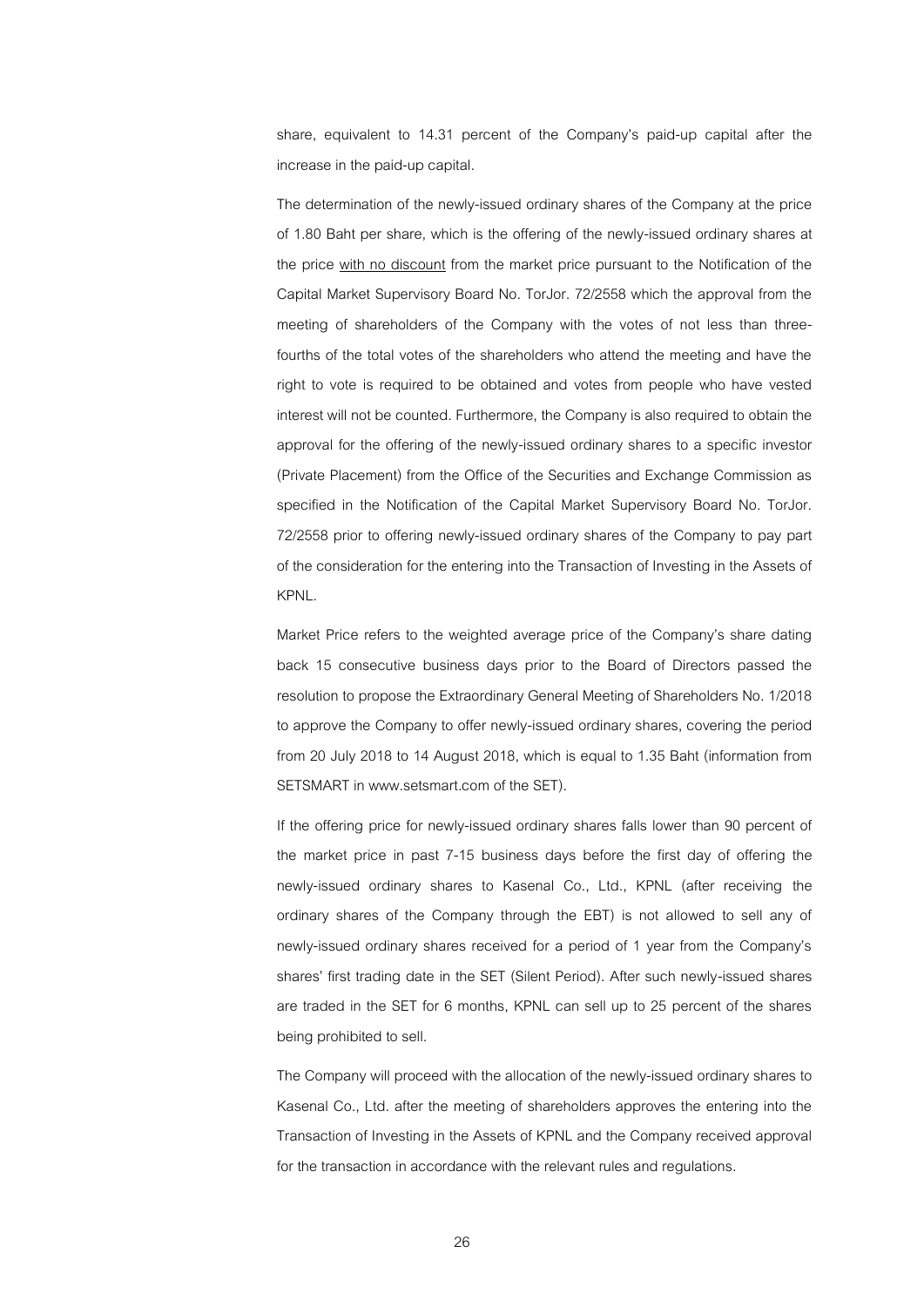share, equivalent to 14.31 percent of the Company's paid-up capital after the increase in the paid-up capital.

The determination of the newly-issued ordinary shares of the Company at the price of 1.80 Baht per share, which is the offering of the newly-issued ordinary shares at the price <u>with no discount</u> from the market price pursuant to the Notification of the Capital Market Supervisory Board No. TorJor. 72/2558 which the approval from the meeting of shareholders of the Company with the votes of not less than three-fourths of the total votes of the shareholders who attend the meeting and have the right to vote is required to be obtained and votes from people who have vested interest will not be counted. Furthermore, the Company is also required to obtain the approval for the offering of the newly-issued ordinary shares to a specific investor (Private Placement) from the Office of the Securities and Exchange Commission as specified in the Notification of the Capital Market Supervisory Board No. TorJor. 72/2558 prior to offering newly-issued ordinary shares of the Company to pay part of the consideration for the entering into the Transaction of Investing in the Assets of KPNL.

Market Price refers to the weighted average price of the Company's share dating back 15 consecutive business days prior to the Board of Directors passed the resolution to propose the Extraordinary General Meeting of Shareholders No. 1/2018 to approve the Company to offer newly-issued ordinary shares, covering the period from 20 July 2018 to 14 August 2018, which is equal to 1.35 Baht (information from SETSMART in www.setsmart.com of the SET).

If the offering price for newly-issued ordinary shares falls lower than 90 percent of the market price in past 7-15 business days before the first day of offering the newly-issued ordinary shares to Kasenal Co., Ltd., KPNL (after receiving the ordinary shares of the Company through the EBT) is not allowed to sell any of newly-issued ordinary shares received for a period of 1 year from the Company's shares' first trading date in the SET (Silent Period). After such newly-issued shares are traded in the SET for 6 months, KPNL can sell up to 25 percent of the shares being prohibited to sell.

The Company will proceed with the allocation of the newly-issued ordinary shares to Kasenal Co., Ltd. after the meeting of shareholders approves the entering into the Transaction of Investing in the Assets of KPNL and the Company received approval for the transaction in accordance with the relevant rules and regulations.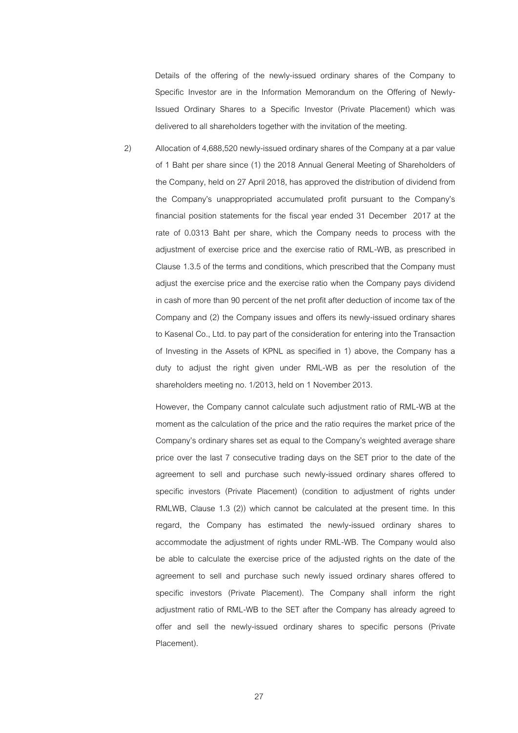Details of the offering of the newly-issued ordinary shares of the Company to Specific Investor are in the Information Memorandum on the Offering of Newly-Issued Ordinary Shares to a Specific Investor (Private Placement) which was delivered to all shareholders together with the invitation of the meeting.

2) Allocation of 4,688,520 newly-issued ordinary shares of the Company at a par value of 1 Baht per share since (1) the 2018 Annual General Meeting of Shareholders of the Company, held on 27 April 2018, has approved the distribution of dividend from the Company's unappropriated accumulated profit pursuant to the Company's financial position statements for the fiscal year ended 31 December 2017 at the rate of 0.0313 Baht per share, which the Company needs to process with the adjustment of exercise price and the exercise ratio of RML-WB, as prescribed in Clause 1.3.5 of the terms and conditions, which prescribed that the Company must adjust the exercise price and the exercise ratio when the Company pays dividend in cash of more than 90 percent of the net profit after deduction of income tax of the Company and (2) the Company issues and offers its newly-issued ordinary shares to Kasenal Co., Ltd. to pay part of the consideration for entering into the Transaction of Investing in the Assets of KPNL as specified in 1) above, the Company has a duty to adjust the right given under RML-WB as per the resolution of the shareholders meeting no. 1/2013, held on 1 November 2013.

However, the Company cannot calculate such adjustment ratio of RML-WB at the moment as the calculation of the price and the ratio requires the market price of the Company's ordinary shares set as equal to the Company's weighted average share price over the last 7 consecutive trading days on the SET prior to the date of the agreement to sell and purchase such newly-issued ordinary shares offered to specific investors (Private Placement) (condition to adjustment of rights under RMLWB, Clause 1.3 (2)) which cannot be calculated at the present time. In this regard, the Company has estimated the newly-issued ordinary shares to accommodate the adjustment of rights under RML-WB. The Company would also be able to calculate the exercise price of the adjusted rights on the date of the agreement to sell and purchase such newly issued ordinary shares offered to specific investors (Private Placement). The Company shall inform the right adjustment ratio of RML-WB to the SET after the Company has already agreed to offer and sell the newly-issued ordinary shares to specific persons (Private Placement).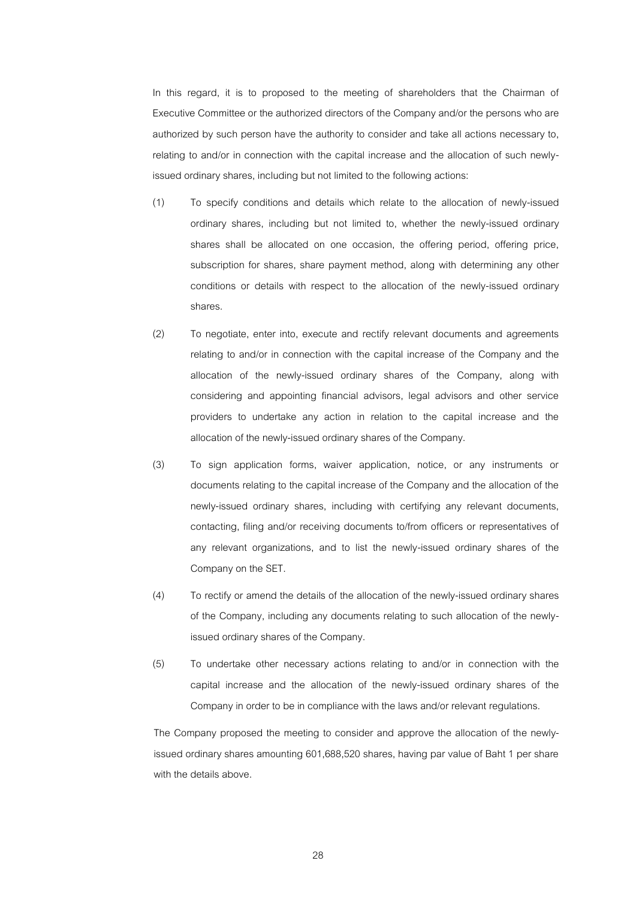In this regard, it is to proposed to the meeting of shareholders that the Chairman of Executive Committee or the authorized directors of the Company and/or the persons who are authorized by such person have the authority to consider and take all actions necessary to, relating to and/or in connection with the capital increase and the allocation of such newly-issued ordinary shares, including but not limited to the following actions:

(1) To specify conditions and details which relate to the allocation of newly-issued ordinary shares, including but not limited to, whether the newly-issued ordinary shares shall be allocated on one occasion, the offering period, offering price, subscription for shares, share payment method, along with determining any other conditions or details with respect to the allocation of the newly-issued ordinary shares.

(2) To negotiate, enter into, execute and rectify relevant documents and agreements relating to and/or in connection with the capital increase of the Company and the allocation of the newly-issued ordinary shares of the Company, along with considering and appointing financial advisors, legal advisors and other service providers to undertake any action in relation to the capital increase and the allocation of the newly-issued ordinary shares of the Company.

(3) To sign application forms, waiver application, notice, or any instruments or documents relating to the capital increase of the Company and the allocation of the newly-issued ordinary shares, including with certifying any relevant documents, contacting, filing and/or receiving documents to/from officers or representatives of any relevant organizations, and to list the newly-issued ordinary shares of the Company on the SET.

(4) To rectify or amend the details of the allocation of the newly-issued ordinary shares of the Company, including any documents relating to such allocation of the newly-issued ordinary shares of the Company.

(5) To undertake other necessary actions relating to and/or in connection with the capital increase and the allocation of the newly-issued ordinary shares of the Company in order to be in compliance with the laws and/or relevant regulations.

The Company proposed the meeting to consider and approve the allocation of the newly-issued ordinary shares amounting 601,688,520 shares, having par value of Baht 1 per share with the details above.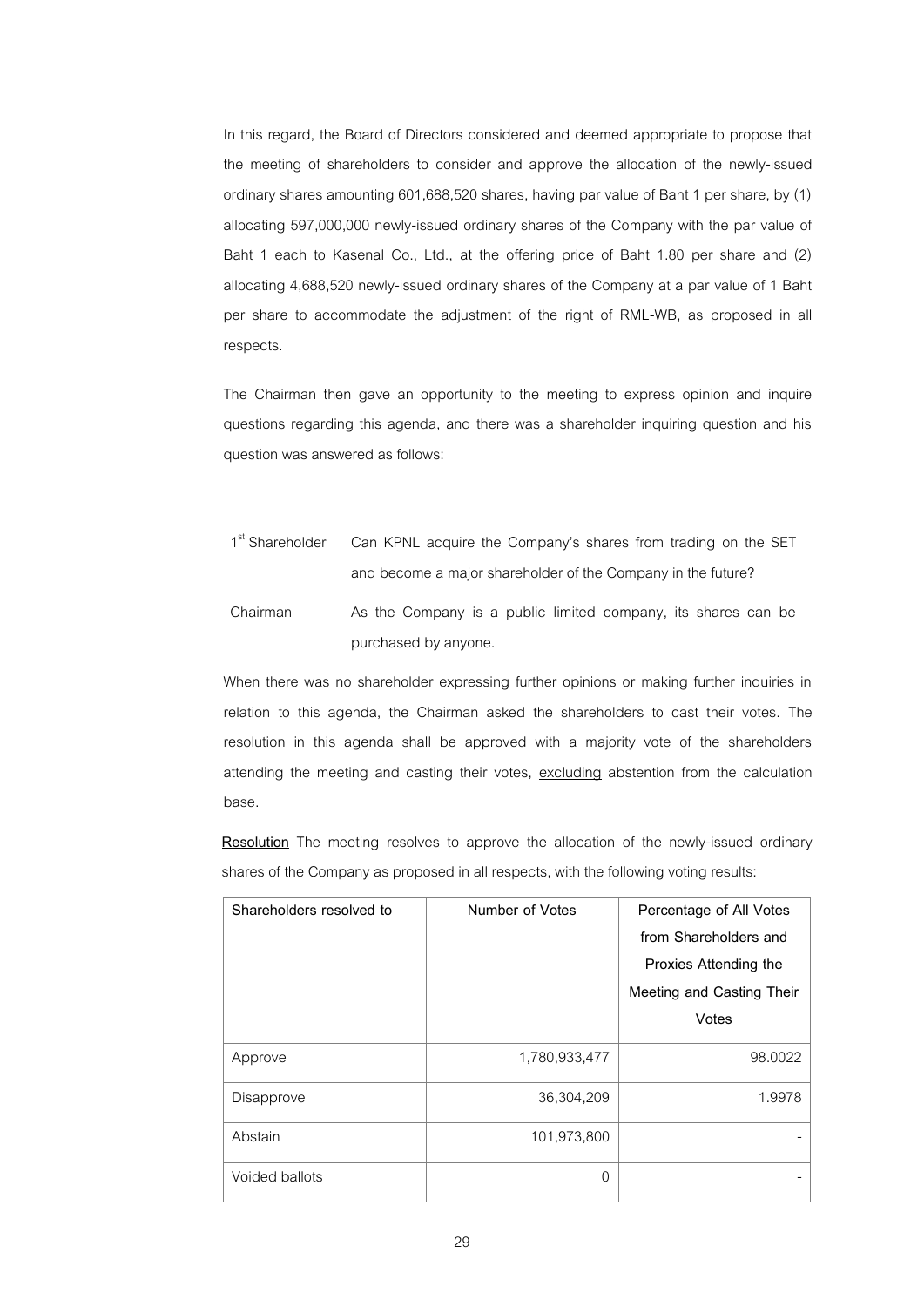In this regard, the Board of Directors considered and deemed appropriate to propose that the meeting of shareholders to consider and approve the allocation of the newly-issued ordinary shares amounting 601,688,520 shares, having par value of Baht 1 per share, by (1) allocating 597,000,000 newly-issued ordinary shares of the Company with the par value of Baht 1 each to Kasenal Co., Ltd., at the offering price of Baht 1.80 per share and (2) allocating 4,688,520 newly-issued ordinary shares of the Company at a par value of 1 Baht per share to accommodate the adjustment of the right of RML-WB, as proposed in all respects.

The Chairman then gave an opportunity to the meeting to express opinion and inquire questions regarding this agenda, and there was a shareholder inquiring question and his question was answered as follows:

| | |
|---|---|
| 1st Shareholder | Can KPNL acquire the Company's shares from trading on the SET and become a major shareholder of the Company in the future? |
| Chairman | As the Company is a public limited company, its shares can be purchased by anyone. |

When there was no shareholder expressing further opinions or making further inquiries in relation to this agenda, the Chairman asked the shareholders to cast their votes. The resolution in this agenda shall be approved with a majority vote of the shareholders attending the meeting and casting their votes, <u>excluding</u> abstention from the calculation base.

<u>**Resolution**</u> The meeting resolves to approve the allocation of the newly-issued ordinary shares of the Company as proposed in all respects, with the following voting results:

| Shareholders resolved to | Number of Votes | Percentage of All Votes from Shareholders and Proxies Attending the Meeting and Casting Their Votes |
|---|---|---|
| Approve | 1,780,933,477 | 98.0022 |
| Disapprove | 36,304,209 | 1.9978 |
| Abstain | 101,973,800 | - |
| Voided ballots | 0 | - |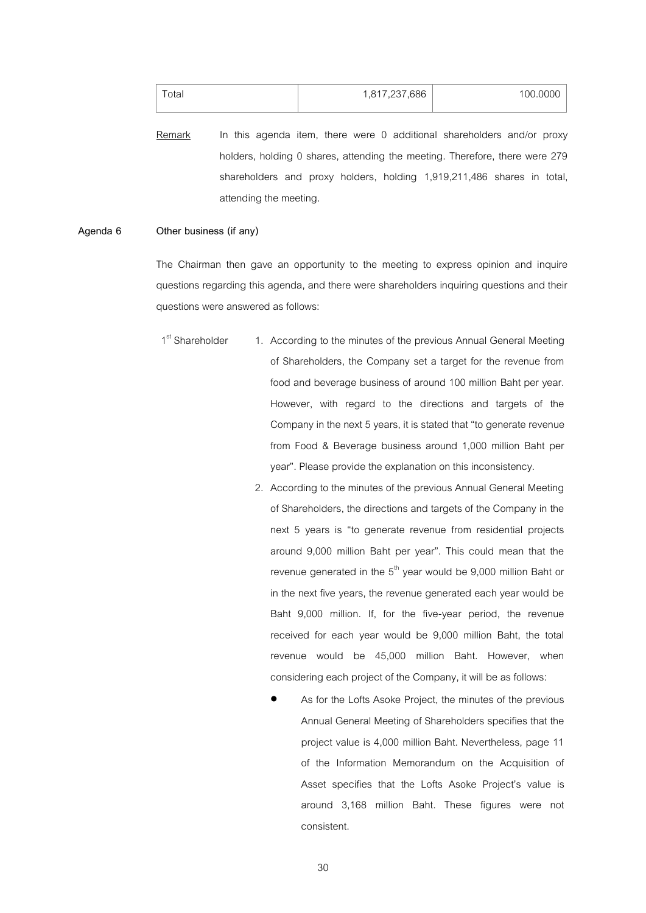| Total | 1,817,237,686 | 100.0000 |
|---|---|---|

Remark In this agenda item, there were 0 additional shareholders and/or proxy holders, holding 0 shares, attending the meeting. Therefore, there were 279 shareholders and proxy holders, holding 1,919,211,486 shares in total, attending the meeting.

**Agenda 6 Other business (if any)**

The Chairman then gave an opportunity to the meeting to express opinion and inquire questions regarding this agenda, and there were shareholders inquiring questions and their questions were answered as follows:

1st Shareholder

1. According to the minutes of the previous Annual General Meeting of Shareholders, the Company set a target for the revenue from food and beverage business of around 100 million Baht per year. However, with regard to the directions and targets of the Company in the next 5 years, it is stated that "to generate revenue from Food & Beverage business around 1,000 million Baht per year". Please provide the explanation on this inconsistency.
2. According to the minutes of the previous Annual General Meeting of Shareholders, the directions and targets of the Company in the next 5 years is "to generate revenue from residential projects around 9,000 million Baht per year". This could mean that the revenue generated in the 5th year would be 9,000 million Baht or in the next five years, the revenue generated each year would be Baht 9,000 million. If, for the five-year period, the revenue received for each year would be 9,000 million Baht, the total revenue would be 45,000 million Baht. However, when considering each project of the Company, it will be as follows:
   - As for the Lofts Asoke Project, the minutes of the previous Annual General Meeting of Shareholders specifies that the project value is 4,000 million Baht. Nevertheless, page 11 of the Information Memorandum on the Acquisition of Asset specifies that the Lofts Asoke Project's value is around 3,168 million Baht. These figures were not consistent.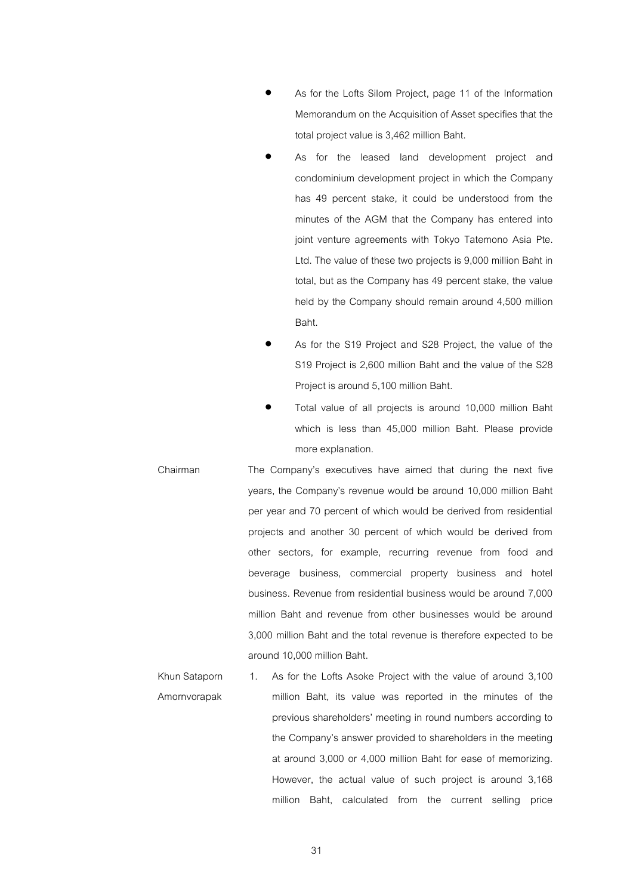- As for the Lofts Silom Project, page 11 of the Information Memorandum on the Acquisition of Asset specifies that the total project value is 3,462 million Baht.
- As for the leased land development project and condominium development project in which the Company has 49 percent stake, it could be understood from the minutes of the AGM that the Company has entered into joint venture agreements with Tokyo Tatemono Asia Pte. Ltd. The value of these two projects is 9,000 million Baht in total, but as the Company has 49 percent stake, the value held by the Company should remain around 4,500 million Baht.
- As for the S19 Project and S28 Project, the value of the S19 Project is 2,600 million Baht and the value of the S28 Project is around 5,100 million Baht.
- Total value of all projects is around 10,000 million Baht which is less than 45,000 million Baht. Please provide more explanation.

Chairman — The Company's executives have aimed that during the next five years, the Company's revenue would be around 10,000 million Baht per year and 70 percent of which would be derived from residential projects and another 30 percent of which would be derived from other sectors, for example, recurring revenue from food and beverage business, commercial property business and hotel business. Revenue from residential business would be around 7,000 million Baht and revenue from other businesses would be around 3,000 million Baht and the total revenue is therefore expected to be around 10,000 million Baht.

Khun Sataporn Amornvorapak —

1. As for the Lofts Asoke Project with the value of around 3,100 million Baht, its value was reported in the minutes of the previous shareholders' meeting in round numbers according to the Company's answer provided to shareholders in the meeting at around 3,000 or 4,000 million Baht for ease of memorizing. However, the actual value of such project is around 3,168 million Baht, calculated from the current selling price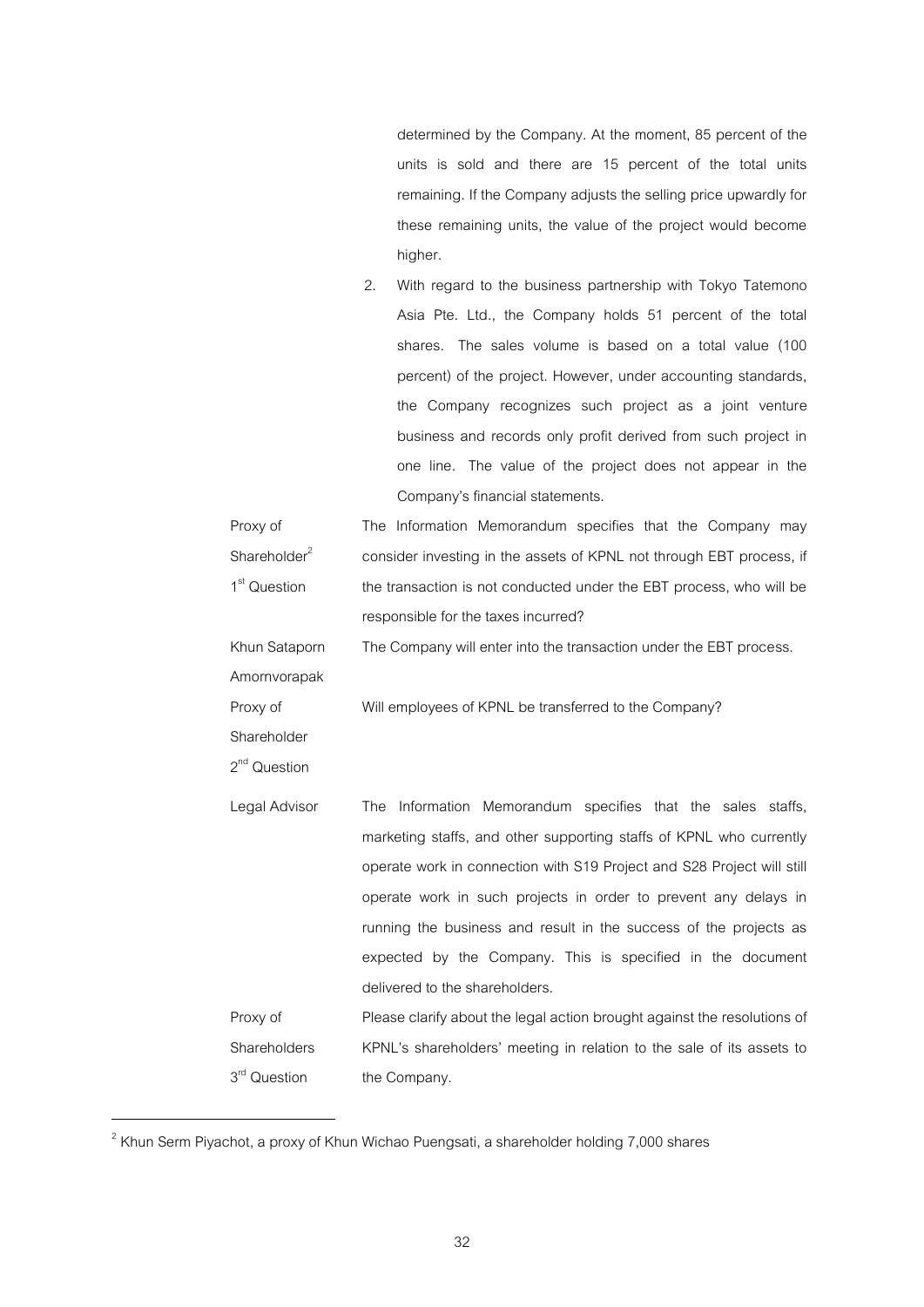determined by the Company. At the moment, 85 percent of the units is sold and there are 15 percent of the total units remaining. If the Company adjusts the selling price upwardly for these remaining units, the value of the project would become higher.

2. With regard to the business partnership with Tokyo Tatemono Asia Pte. Ltd., the Company holds 51 percent of the total shares. The sales volume is based on a total value (100 percent) of the project. However, under accounting standards, the Company recognizes such project as a joint venture business and records only profit derived from such project in one line. The value of the project does not appear in the Company's financial statements.

| | |
|---|---|
| Proxy of Shareholder[2] 1st Question | The Information Memorandum specifies that the Company may consider investing in the assets of KPNL not through EBT process, if the transaction is not conducted under the EBT process, who will be responsible for the taxes incurred? |
| Khun Sataporn Amornvorapak | The Company will enter into the transaction under the EBT process. |
| Proxy of Shareholder 2nd Question | Will employees of KPNL be transferred to the Company? |
| Legal Advisor | The Information Memorandum specifies that the sales staffs, marketing staffs, and other supporting staffs of KPNL who currently operate work in connection with S19 Project and S28 Project will still operate work in such projects in order to prevent any delays in running the business and result in the success of the projects as expected by the Company. This is specified in the document delivered to the shareholders. |
| Proxy of Shareholders 3rd Question | Please clarify about the legal action brought against the resolutions of KPNL's shareholders' meeting in relation to the sale of its assets to the Company. |

---

[2] Khun Serm Piyachot, a proxy of Khun Wichao Puengsati, a shareholder holding 7,000 shares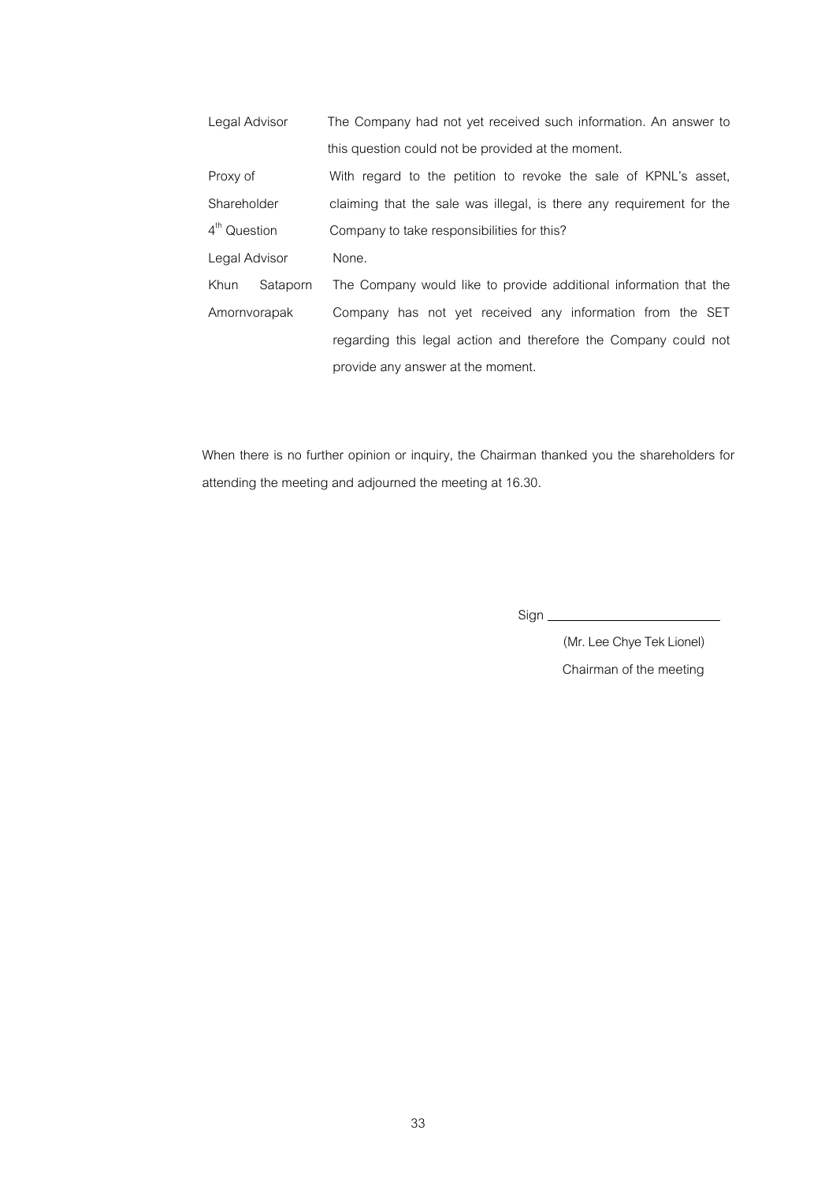| | |
|---|---|
| Legal Advisor | The Company had not yet received such information. An answer to this question could not be provided at the moment. |
| Proxy of Shareholder 4th Question | With regard to the petition to revoke the sale of KPNL's asset, claiming that the sale was illegal, is there any requirement for the Company to take responsibilities for this? |
| Legal Advisor | None. |
| Khun Sataporn Amornvorapak | The Company would like to provide additional information that the Company has not yet received any information from the SET regarding this legal action and therefore the Company could not provide any answer at the moment. |

When there is no further opinion or inquiry, the Chairman thanked you the shareholders for attending the meeting and adjourned the meeting at 16.30.

Sign ____________________

(Mr. Lee Chye Tek Lionel)

Chairman of the meeting